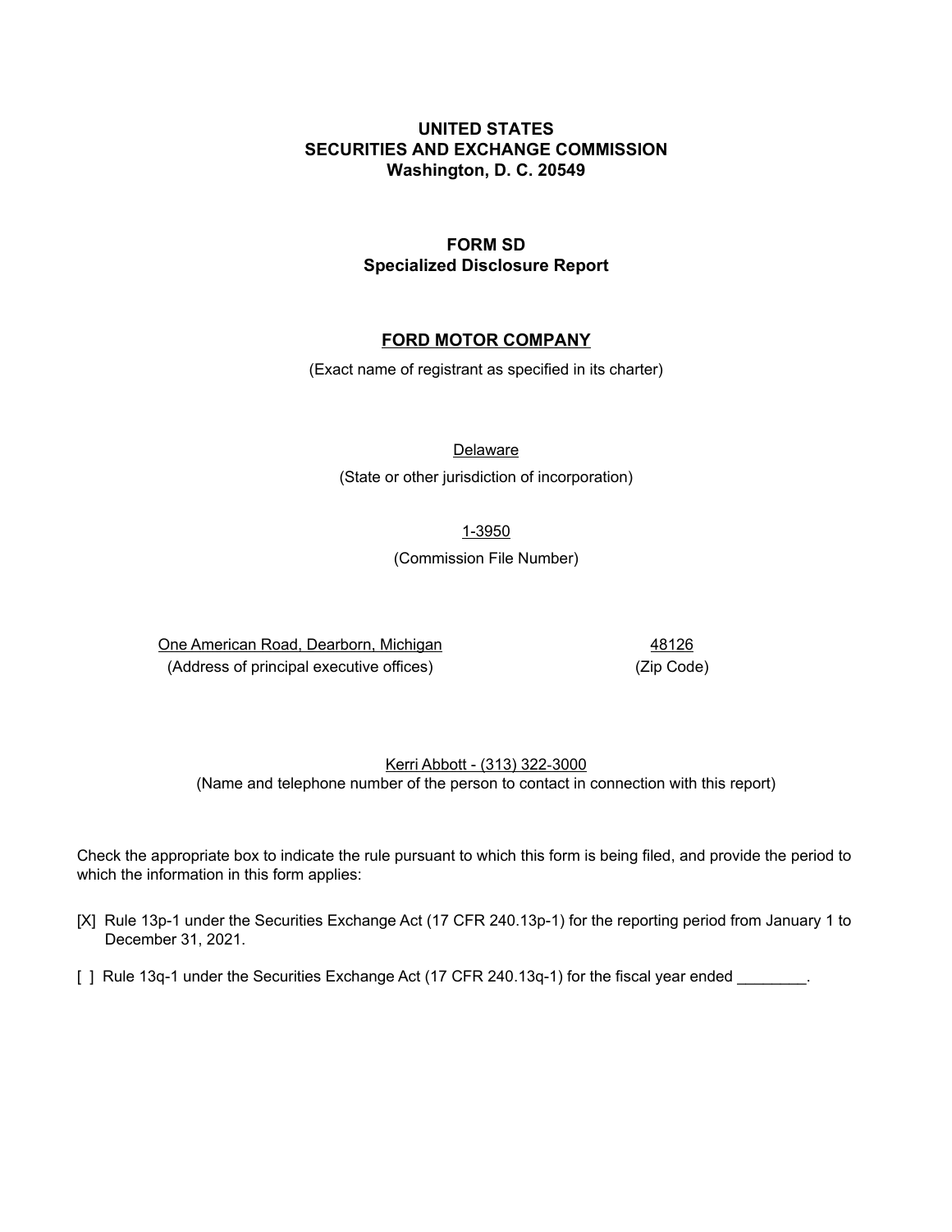**UNITED STATES**
**SECURITIES AND EXCHANGE COMMISSION**
**Washington, D. C. 20549**

**FORM SD**
**Specialized Disclosure Report**

**FORD MOTOR COMPANY**

(Exact name of registrant as specified in its charter)

Delaware

(State or other jurisdiction of incorporation)

1-3950

(Commission File Number)

| One American Road, Dearborn, Michigan | 48126 |
| --- | --- |
| (Address of principal executive offices) | (Zip Code) |

Kerri Abbott - (313) 322-3000

(Name and telephone number of the person to contact in connection with this report)

Check the appropriate box to indicate the rule pursuant to which this form is being filed, and provide the period to which the information in this form applies:

[X] Rule 13p-1 under the Securities Exchange Act (17 CFR 240.13p-1) for the reporting period from January 1 to December 31, 2021.

[ ] Rule 13q-1 under the Securities Exchange Act (17 CFR 240.13q-1) for the fiscal year ended ________.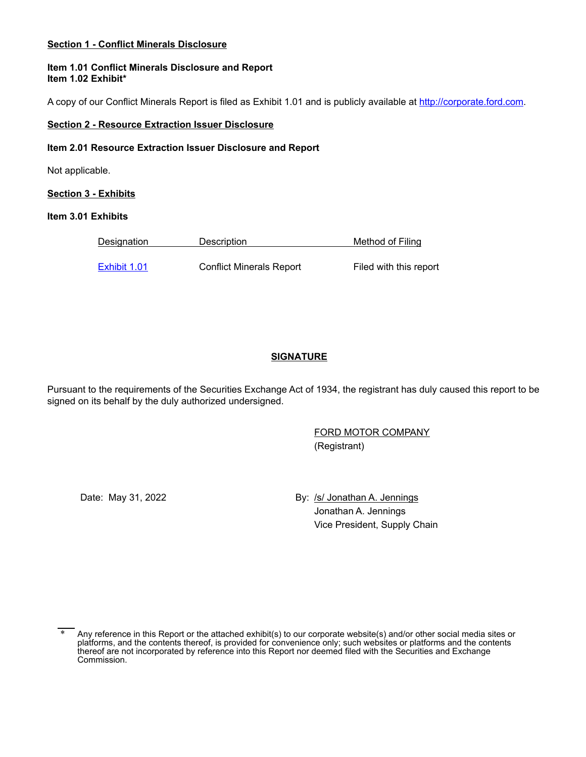**Section 1 - Conflict Minerals Disclosure**

**Item 1.01 Conflict Minerals Disclosure and Report**
**Item 1.02 Exhibit***

A copy of our Conflict Minerals Report is filed as Exhibit 1.01 and is publicly available at http://corporate.ford.com.

**Section 2 - Resource Extraction Issuer Disclosure**

**Item 2.01 Resource Extraction Issuer Disclosure and Report**

Not applicable.

**Section 3 - Exhibits**

**Item 3.01 Exhibits**

| Designation | Description | Method of Filing |
|---|---|---|
| Exhibit 1.01 | Conflict Minerals Report | Filed with this report |

**SIGNATURE**

Pursuant to the requirements of the Securities Exchange Act of 1934, the registrant has duly caused this report to be signed on its behalf by the duly authorized undersigned.

FORD MOTOR COMPANY
(Registrant)

Date: May 31, 2022

By: /s/ Jonathan A. Jennings
Jonathan A. Jennings
Vice President, Supply Chain

* Any reference in this Report or the attached exhibit(s) to our corporate website(s) and/or other social media sites or platforms, and the contents thereof, is provided for convenience only; such websites or platforms and the contents thereof are not incorporated by reference into this Report nor deemed filed with the Securities and Exchange Commission.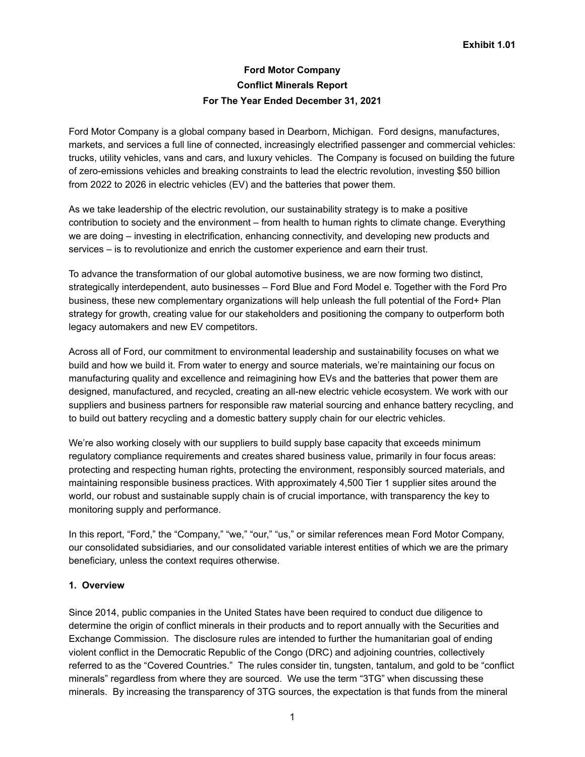**Exhibit 1.01**

# Ford Motor Company
# Conflict Minerals Report
# For The Year Ended December 31, 2021

Ford Motor Company is a global company based in Dearborn, Michigan. Ford designs, manufactures, markets, and services a full line of connected, increasingly electrified passenger and commercial vehicles: trucks, utility vehicles, vans and cars, and luxury vehicles. The Company is focused on building the future of zero-emissions vehicles and breaking constraints to lead the electric revolution, investing $50 billion from 2022 to 2026 in electric vehicles (EV) and the batteries that power them.

As we take leadership of the electric revolution, our sustainability strategy is to make a positive contribution to society and the environment – from health to human rights to climate change. Everything we are doing – investing in electrification, enhancing connectivity, and developing new products and services – is to revolutionize and enrich the customer experience and earn their trust.

To advance the transformation of our global automotive business, we are now forming two distinct, strategically interdependent, auto businesses – Ford Blue and Ford Model e. Together with the Ford Pro business, these new complementary organizations will help unleash the full potential of the Ford+ Plan strategy for growth, creating value for our stakeholders and positioning the company to outperform both legacy automakers and new EV competitors.

Across all of Ford, our commitment to environmental leadership and sustainability focuses on what we build and how we build it. From water to energy and source materials, we're maintaining our focus on manufacturing quality and excellence and reimagining how EVs and the batteries that power them are designed, manufactured, and recycled, creating an all-new electric vehicle ecosystem. We work with our suppliers and business partners for responsible raw material sourcing and enhance battery recycling, and to build out battery recycling and a domestic battery supply chain for our electric vehicles.

We're also working closely with our suppliers to build supply base capacity that exceeds minimum regulatory compliance requirements and creates shared business value, primarily in four focus areas: protecting and respecting human rights, protecting the environment, responsibly sourced materials, and maintaining responsible business practices. With approximately 4,500 Tier 1 supplier sites around the world, our robust and sustainable supply chain is of crucial importance, with transparency the key to monitoring supply and performance.

In this report, "Ford," the "Company," "we," "our," "us," or similar references mean Ford Motor Company, our consolidated subsidiaries, and our consolidated variable interest entities of which we are the primary beneficiary, unless the context requires otherwise.

## 1. Overview

Since 2014, public companies in the United States have been required to conduct due diligence to determine the origin of conflict minerals in their products and to report annually with the Securities and Exchange Commission. The disclosure rules are intended to further the humanitarian goal of ending violent conflict in the Democratic Republic of the Congo (DRC) and adjoining countries, collectively referred to as the "Covered Countries." The rules consider tin, tungsten, tantalum, and gold to be "conflict minerals" regardless from where they are sourced. We use the term "3TG" when discussing these minerals. By increasing the transparency of 3TG sources, the expectation is that funds from the mineral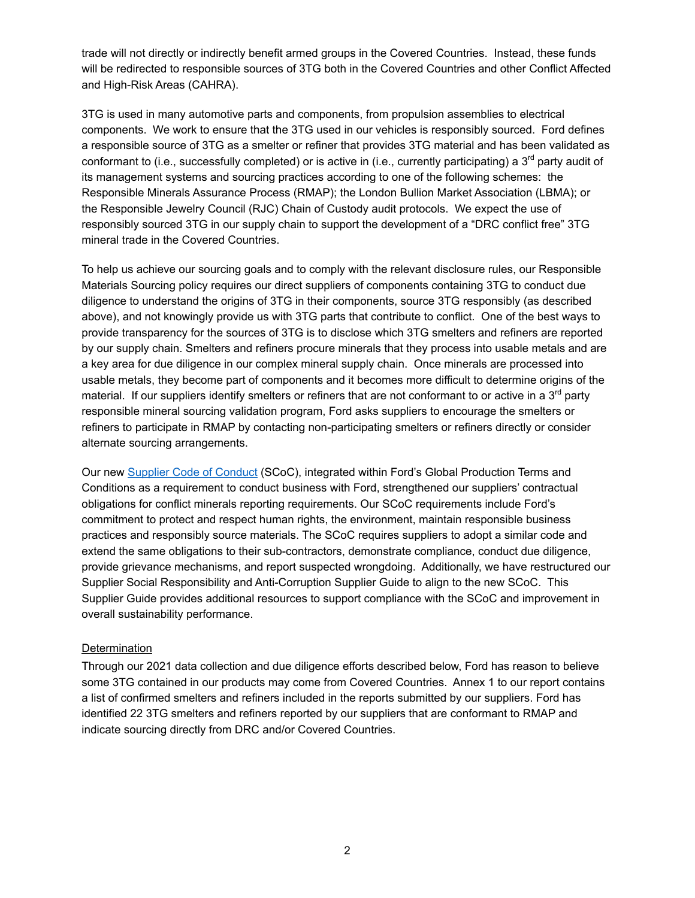trade will not directly or indirectly benefit armed groups in the Covered Countries. Instead, these funds will be redirected to responsible sources of 3TG both in the Covered Countries and other Conflict Affected and High-Risk Areas (CAHRA).

3TG is used in many automotive parts and components, from propulsion assemblies to electrical components. We work to ensure that the 3TG used in our vehicles is responsibly sourced. Ford defines a responsible source of 3TG as a smelter or refiner that provides 3TG material and has been validated as conformant to (i.e., successfully completed) or is active in (i.e., currently participating) a 3rd party audit of its management systems and sourcing practices according to one of the following schemes: the Responsible Minerals Assurance Process (RMAP); the London Bullion Market Association (LBMA); or the Responsible Jewelry Council (RJC) Chain of Custody audit protocols. We expect the use of responsibly sourced 3TG in our supply chain to support the development of a "DRC conflict free" 3TG mineral trade in the Covered Countries.

To help us achieve our sourcing goals and to comply with the relevant disclosure rules, our Responsible Materials Sourcing policy requires our direct suppliers of components containing 3TG to conduct due diligence to understand the origins of 3TG in their components, source 3TG responsibly (as described above), and not knowingly provide us with 3TG parts that contribute to conflict. One of the best ways to provide transparency for the sources of 3TG is to disclose which 3TG smelters and refiners are reported by our supply chain. Smelters and refiners procure minerals that they process into usable metals and are a key area for due diligence in our complex mineral supply chain. Once minerals are processed into usable metals, they become part of components and it becomes more difficult to determine origins of the material. If our suppliers identify smelters or refiners that are not conformant to or active in a 3rd party responsible mineral sourcing validation program, Ford asks suppliers to encourage the smelters or refiners to participate in RMAP by contacting non-participating smelters or refiners directly or consider alternate sourcing arrangements.

Our new Supplier Code of Conduct (SCoC), integrated within Ford's Global Production Terms and Conditions as a requirement to conduct business with Ford, strengthened our suppliers' contractual obligations for conflict minerals reporting requirements. Our SCoC requirements include Ford's commitment to protect and respect human rights, the environment, maintain responsible business practices and responsibly source materials. The SCoC requires suppliers to adopt a similar code and extend the same obligations to their sub-contractors, demonstrate compliance, conduct due diligence, provide grievance mechanisms, and report suspected wrongdoing. Additionally, we have restructured our Supplier Social Responsibility and Anti-Corruption Supplier Guide to align to the new SCoC. This Supplier Guide provides additional resources to support compliance with the SCoC and improvement in overall sustainability performance.

Determination

Through our 2021 data collection and due diligence efforts described below, Ford has reason to believe some 3TG contained in our products may come from Covered Countries. Annex 1 to our report contains a list of confirmed smelters and refiners included in the reports submitted by our suppliers. Ford has identified 22 3TG smelters and refiners reported by our suppliers that are conformant to RMAP and indicate sourcing directly from DRC and/or Covered Countries.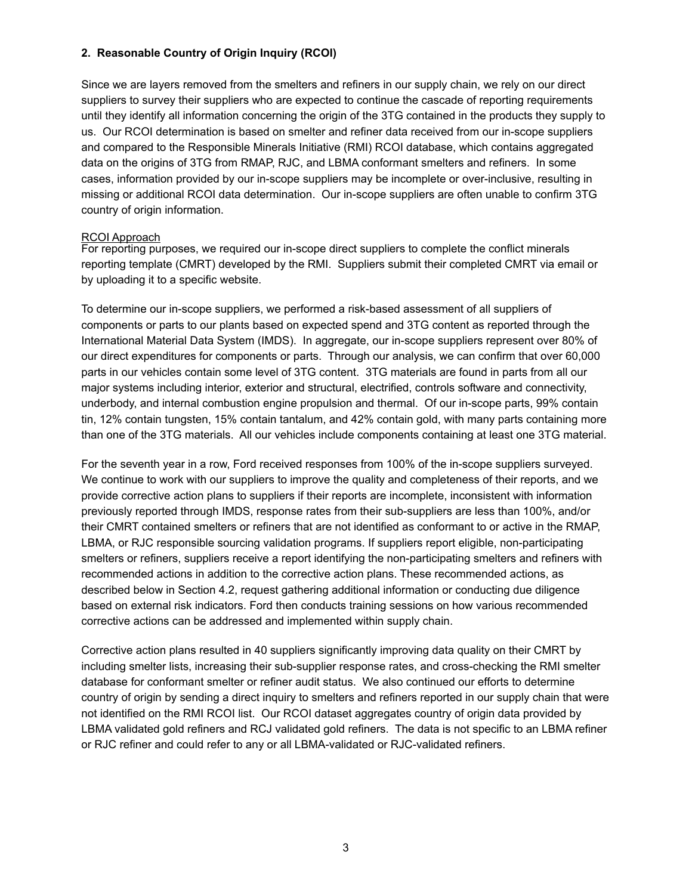## 2. Reasonable Country of Origin Inquiry (RCOI)

Since we are layers removed from the smelters and refiners in our supply chain, we rely on our direct suppliers to survey their suppliers who are expected to continue the cascade of reporting requirements until they identify all information concerning the origin of the 3TG contained in the products they supply to us. Our RCOI determination is based on smelter and refiner data received from our in-scope suppliers and compared to the Responsible Minerals Initiative (RMI) RCOI database, which contains aggregated data on the origins of 3TG from RMAP, RJC, and LBMA conformant smelters and refiners. In some cases, information provided by our in-scope suppliers may be incomplete or over-inclusive, resulting in missing or additional RCOI data determination. Our in-scope suppliers are often unable to confirm 3TG country of origin information.

RCOI Approach

For reporting purposes, we required our in-scope direct suppliers to complete the conflict minerals reporting template (CMRT) developed by the RMI. Suppliers submit their completed CMRT via email or by uploading it to a specific website.

To determine our in-scope suppliers, we performed a risk-based assessment of all suppliers of components or parts to our plants based on expected spend and 3TG content as reported through the International Material Data System (IMDS). In aggregate, our in-scope suppliers represent over 80% of our direct expenditures for components or parts. Through our analysis, we can confirm that over 60,000 parts in our vehicles contain some level of 3TG content. 3TG materials are found in parts from all our major systems including interior, exterior and structural, electrified, controls software and connectivity, underbody, and internal combustion engine propulsion and thermal. Of our in-scope parts, 99% contain tin, 12% contain tungsten, 15% contain tantalum, and 42% contain gold, with many parts containing more than one of the 3TG materials. All our vehicles include components containing at least one 3TG material.

For the seventh year in a row, Ford received responses from 100% of the in-scope suppliers surveyed. We continue to work with our suppliers to improve the quality and completeness of their reports, and we provide corrective action plans to suppliers if their reports are incomplete, inconsistent with information previously reported through IMDS, response rates from their sub-suppliers are less than 100%, and/or their CMRT contained smelters or refiners that are not identified as conformant to or active in the RMAP, LBMA, or RJC responsible sourcing validation programs. If suppliers report eligible, non-participating smelters or refiners, suppliers receive a report identifying the non-participating smelters and refiners with recommended actions in addition to the corrective action plans. These recommended actions, as described below in Section 4.2, request gathering additional information or conducting due diligence based on external risk indicators. Ford then conducts training sessions on how various recommended corrective actions can be addressed and implemented within supply chain.

Corrective action plans resulted in 40 suppliers significantly improving data quality on their CMRT by including smelter lists, increasing their sub-supplier response rates, and cross-checking the RMI smelter database for conformant smelter or refiner audit status. We also continued our efforts to determine country of origin by sending a direct inquiry to smelters and refiners reported in our supply chain that were not identified on the RMI RCOI list. Our RCOI dataset aggregates country of origin data provided by LBMA validated gold refiners and RCJ validated gold refiners. The data is not specific to an LBMA refiner or RJC refiner and could refer to any or all LBMA-validated or RJC-validated refiners.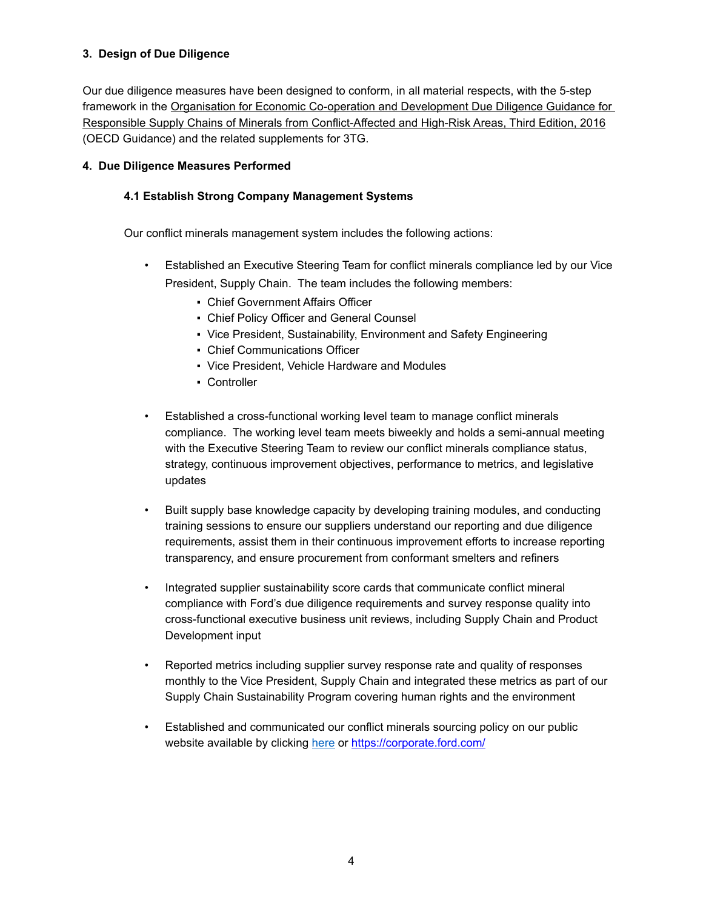## 3. Design of Due Diligence

Our due diligence measures have been designed to conform, in all material respects, with the 5-step framework in the Organisation for Economic Co-operation and Development Due Diligence Guidance for Responsible Supply Chains of Minerals from Conflict-Affected and High-Risk Areas, Third Edition, 2016 (OECD Guidance) and the related supplements for 3TG.

## 4. Due Diligence Measures Performed

### 4.1 Establish Strong Company Management Systems

Our conflict minerals management system includes the following actions:

- Established an Executive Steering Team for conflict minerals compliance led by our Vice President, Supply Chain. The team includes the following members:
    - Chief Government Affairs Officer
    - Chief Policy Officer and General Counsel
    - Vice President, Sustainability, Environment and Safety Engineering
    - Chief Communications Officer
    - Vice President, Vehicle Hardware and Modules
    - Controller

- Established a cross-functional working level team to manage conflict minerals compliance. The working level team meets biweekly and holds a semi-annual meeting with the Executive Steering Team to review our conflict minerals compliance status, strategy, continuous improvement objectives, performance to metrics, and legislative updates

- Built supply base knowledge capacity by developing training modules, and conducting training sessions to ensure our suppliers understand our reporting and due diligence requirements, assist them in their continuous improvement efforts to increase reporting transparency, and ensure procurement from conformant smelters and refiners

- Integrated supplier sustainability score cards that communicate conflict mineral compliance with Ford's due diligence requirements and survey response quality into cross-functional executive business unit reviews, including Supply Chain and Product Development input

- Reported metrics including supplier survey response rate and quality of responses monthly to the Vice President, Supply Chain and integrated these metrics as part of our Supply Chain Sustainability Program covering human rights and the environment

- Established and communicated our conflict minerals sourcing policy on our public website available by clicking here or https://corporate.ford.com/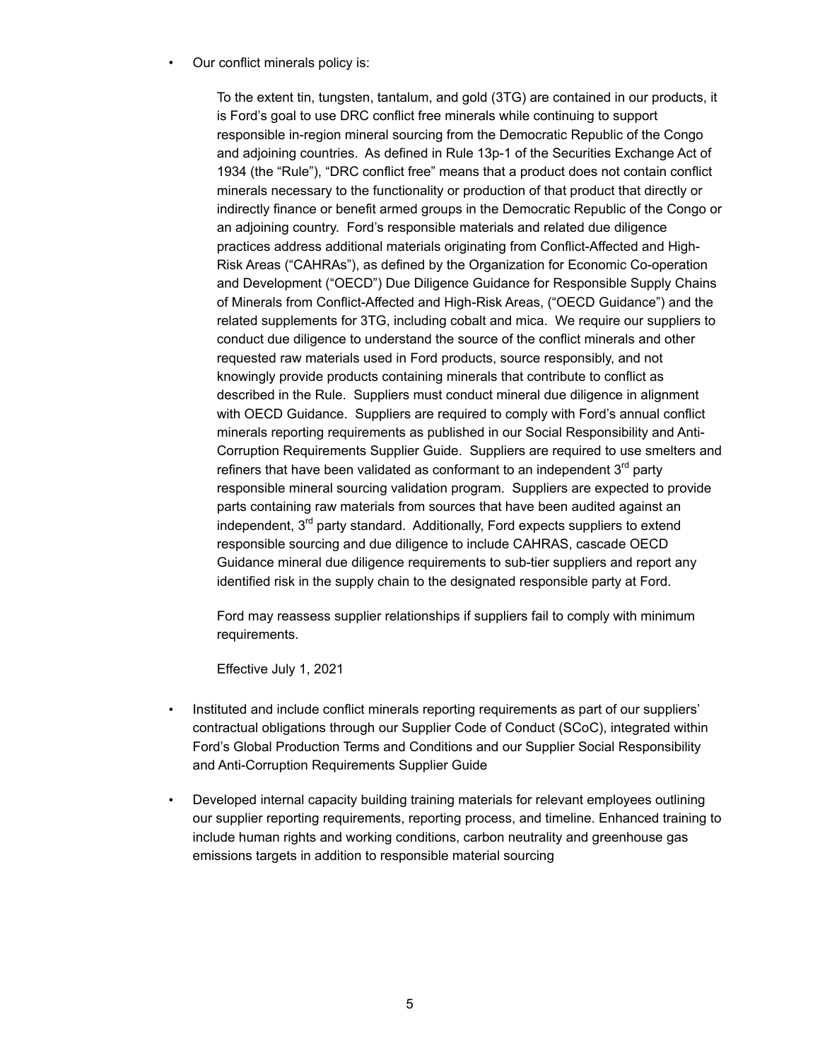- Our conflict minerals policy is:

    To the extent tin, tungsten, tantalum, and gold (3TG) are contained in our products, it is Ford's goal to use DRC conflict free minerals while continuing to support responsible in-region mineral sourcing from the Democratic Republic of the Congo and adjoining countries. As defined in Rule 13p-1 of the Securities Exchange Act of 1934 (the "Rule"), "DRC conflict free" means that a product does not contain conflict minerals necessary to the functionality or production of that product that directly or indirectly finance or benefit armed groups in the Democratic Republic of the Congo or an adjoining country. Ford's responsible materials and related due diligence practices address additional materials originating from Conflict-Affected and High-Risk Areas ("CAHRAs"), as defined by the Organization for Economic Co-operation and Development ("OECD") Due Diligence Guidance for Responsible Supply Chains of Minerals from Conflict-Affected and High-Risk Areas, ("OECD Guidance") and the related supplements for 3TG, including cobalt and mica. We require our suppliers to conduct due diligence to understand the source of the conflict minerals and other requested raw materials used in Ford products, source responsibly, and not knowingly provide products containing minerals that contribute to conflict as described in the Rule. Suppliers must conduct mineral due diligence in alignment with OECD Guidance. Suppliers are required to comply with Ford's annual conflict minerals reporting requirements as published in our Social Responsibility and Anti-Corruption Requirements Supplier Guide. Suppliers are required to use smelters and refiners that have been validated as conformant to an independent 3rd party responsible mineral sourcing validation program. Suppliers are expected to provide parts containing raw materials from sources that have been audited against an independent, 3rd party standard. Additionally, Ford expects suppliers to extend responsible sourcing and due diligence to include CAHRAS, cascade OECD Guidance mineral due diligence requirements to sub-tier suppliers and report any identified risk in the supply chain to the designated responsible party at Ford.

    Ford may reassess supplier relationships if suppliers fail to comply with minimum requirements.

    Effective July 1, 2021

- Instituted and include conflict minerals reporting requirements as part of our suppliers' contractual obligations through our Supplier Code of Conduct (SCoC), integrated within Ford's Global Production Terms and Conditions and our Supplier Social Responsibility and Anti-Corruption Requirements Supplier Guide

- Developed internal capacity building training materials for relevant employees outlining our supplier reporting requirements, reporting process, and timeline. Enhanced training to include human rights and working conditions, carbon neutrality and greenhouse gas emissions targets in addition to responsible material sourcing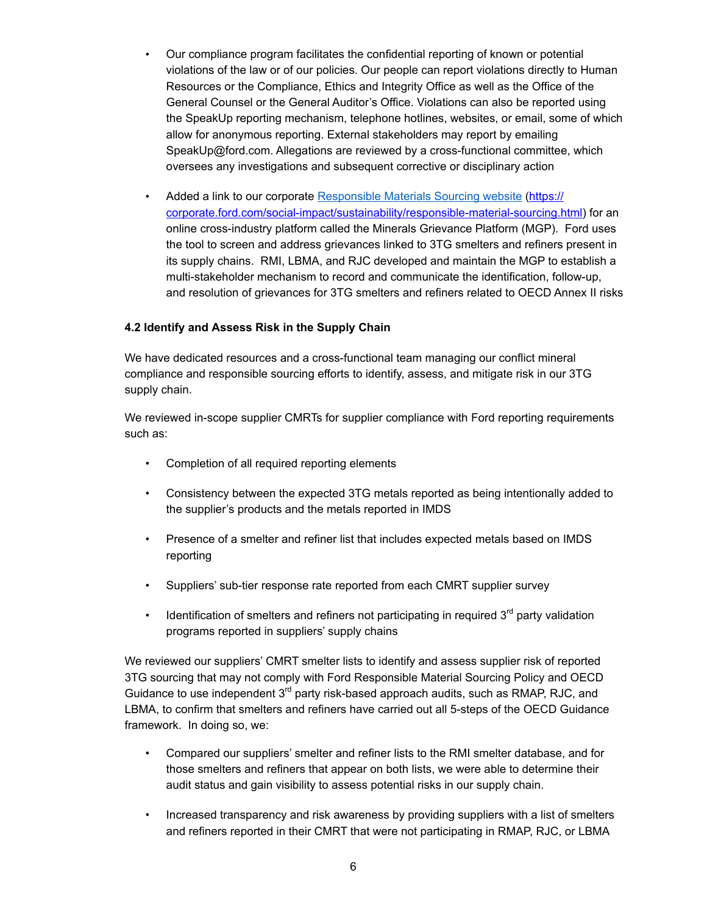- Our compliance program facilitates the confidential reporting of known or potential violations of the law or of our policies. Our people can report violations directly to Human Resources or the Compliance, Ethics and Integrity Office as well as the Office of the General Counsel or the General Auditor's Office. Violations can also be reported using the SpeakUp reporting mechanism, telephone hotlines, websites, or email, some of which allow for anonymous reporting. External stakeholders may report by emailing SpeakUp@ford.com. Allegations are reviewed by a cross-functional committee, which oversees any investigations and subsequent corrective or disciplinary action

- Added a link to our corporate [Responsible Materials Sourcing website](https://corporate.ford.com/social-impact/sustainability/responsible-material-sourcing.html) ([https://corporate.ford.com/social-impact/sustainability/responsible-material-sourcing.html](https://corporate.ford.com/social-impact/sustainability/responsible-material-sourcing.html)) for an online cross-industry platform called the Minerals Grievance Platform (MGP). Ford uses the tool to screen and address grievances linked to 3TG smelters and refiners present in its supply chains. RMI, LBMA, and RJC developed and maintain the MGP to establish a multi-stakeholder mechanism to record and communicate the identification, follow-up, and resolution of grievances for 3TG smelters and refiners related to OECD Annex II risks

**4.2 Identify and Assess Risk in the Supply Chain**

We have dedicated resources and a cross-functional team managing our conflict mineral compliance and responsible sourcing efforts to identify, assess, and mitigate risk in our 3TG supply chain.

We reviewed in-scope supplier CMRTs for supplier compliance with Ford reporting requirements such as:

- Completion of all required reporting elements

- Consistency between the expected 3TG metals reported as being intentionally added to the supplier's products and the metals reported in IMDS

- Presence of a smelter and refiner list that includes expected metals based on IMDS reporting

- Suppliers' sub-tier response rate reported from each CMRT supplier survey

- Identification of smelters and refiners not participating in required 3rd party validation programs reported in suppliers' supply chains

We reviewed our suppliers' CMRT smelter lists to identify and assess supplier risk of reported 3TG sourcing that may not comply with Ford Responsible Material Sourcing Policy and OECD Guidance to use independent 3rd party risk-based approach audits, such as RMAP, RJC, and LBMA, to confirm that smelters and refiners have carried out all 5-steps of the OECD Guidance framework. In doing so, we:

- Compared our suppliers' smelter and refiner lists to the RMI smelter database, and for those smelters and refiners that appear on both lists, we were able to determine their audit status and gain visibility to assess potential risks in our supply chain.

- Increased transparency and risk awareness by providing suppliers with a list of smelters and refiners reported in their CMRT that were not participating in RMAP, RJC, or LBMA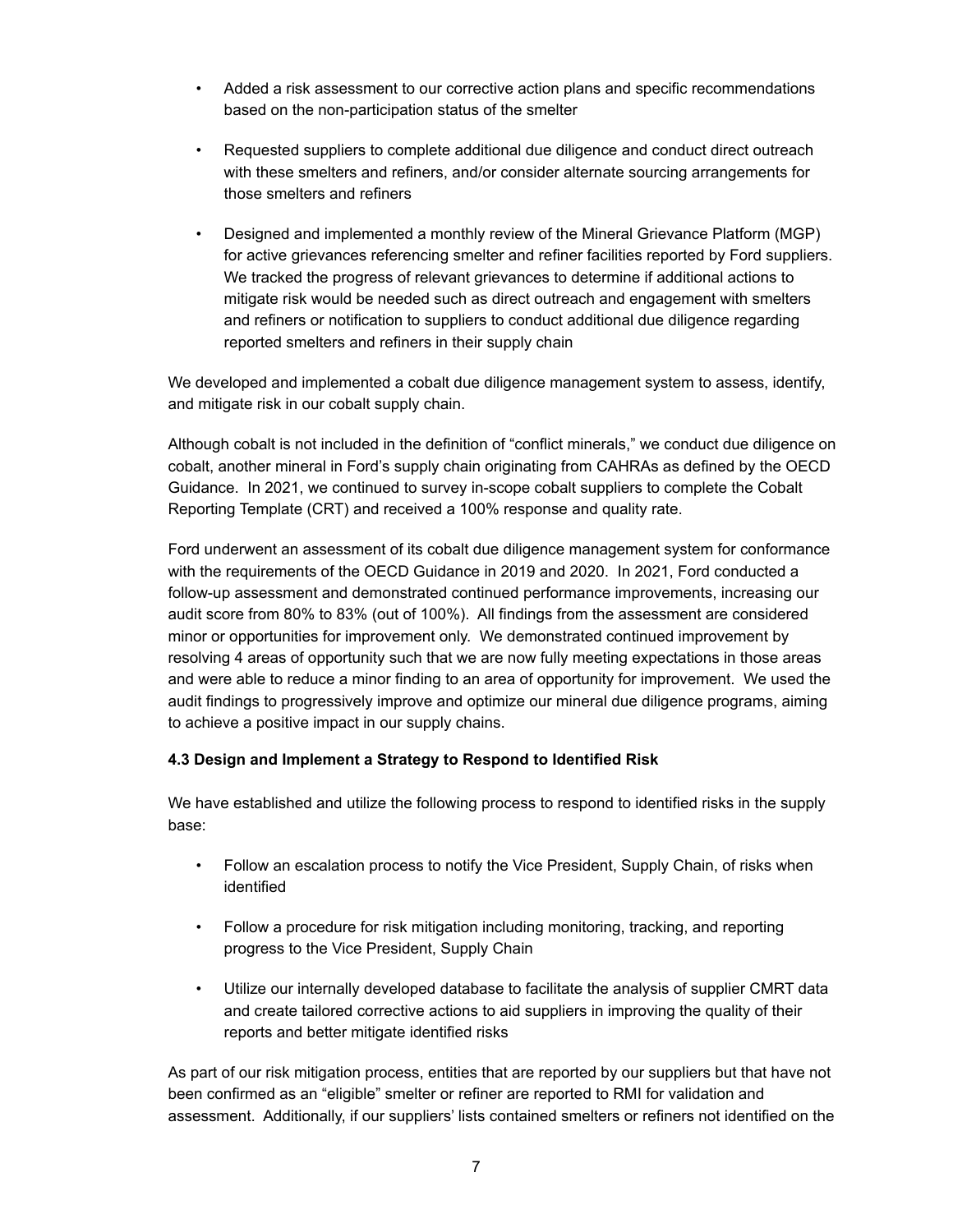- Added a risk assessment to our corrective action plans and specific recommendations based on the non-participation status of the smelter
- Requested suppliers to complete additional due diligence and conduct direct outreach with these smelters and refiners, and/or consider alternate sourcing arrangements for those smelters and refiners
- Designed and implemented a monthly review of the Mineral Grievance Platform (MGP) for active grievances referencing smelter and refiner facilities reported by Ford suppliers. We tracked the progress of relevant grievances to determine if additional actions to mitigate risk would be needed such as direct outreach and engagement with smelters and refiners or notification to suppliers to conduct additional due diligence regarding reported smelters and refiners in their supply chain

We developed and implemented a cobalt due diligence management system to assess, identify, and mitigate risk in our cobalt supply chain.

Although cobalt is not included in the definition of "conflict minerals," we conduct due diligence on cobalt, another mineral in Ford's supply chain originating from CAHRAs as defined by the OECD Guidance. In 2021, we continued to survey in-scope cobalt suppliers to complete the Cobalt Reporting Template (CRT) and received a 100% response and quality rate.

Ford underwent an assessment of its cobalt due diligence management system for conformance with the requirements of the OECD Guidance in 2019 and 2020. In 2021, Ford conducted a follow-up assessment and demonstrated continued performance improvements, increasing our audit score from 80% to 83% (out of 100%). All findings from the assessment are considered minor or opportunities for improvement only. We demonstrated continued improvement by resolving 4 areas of opportunity such that we are now fully meeting expectations in those areas and were able to reduce a minor finding to an area of opportunity for improvement. We used the audit findings to progressively improve and optimize our mineral due diligence programs, aiming to achieve a positive impact in our supply chains.

**4.3 Design and Implement a Strategy to Respond to Identified Risk**

We have established and utilize the following process to respond to identified risks in the supply base:

- Follow an escalation process to notify the Vice President, Supply Chain, of risks when identified
- Follow a procedure for risk mitigation including monitoring, tracking, and reporting progress to the Vice President, Supply Chain
- Utilize our internally developed database to facilitate the analysis of supplier CMRT data and create tailored corrective actions to aid suppliers in improving the quality of their reports and better mitigate identified risks

As part of our risk mitigation process, entities that are reported by our suppliers but that have not been confirmed as an "eligible" smelter or refiner are reported to RMI for validation and assessment. Additionally, if our suppliers' lists contained smelters or refiners not identified on the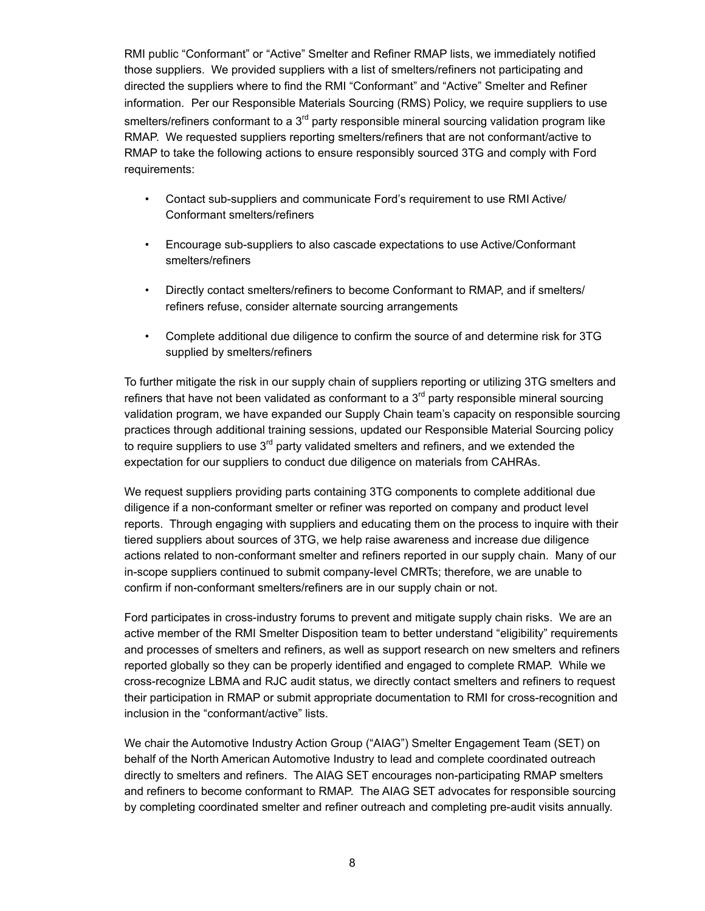RMI public "Conformant" or "Active" Smelter and Refiner RMAP lists, we immediately notified those suppliers. We provided suppliers with a list of smelters/refiners not participating and directed the suppliers where to find the RMI "Conformant" and "Active" Smelter and Refiner information. Per our Responsible Materials Sourcing (RMS) Policy, we require suppliers to use smelters/refiners conformant to a 3rd party responsible mineral sourcing validation program like RMAP. We requested suppliers reporting smelters/refiners that are not conformant/active to RMAP to take the following actions to ensure responsibly sourced 3TG and comply with Ford requirements:

- Contact sub-suppliers and communicate Ford's requirement to use RMI Active/ Conformant smelters/refiners
- Encourage sub-suppliers to also cascade expectations to use Active/Conformant smelters/refiners
- Directly contact smelters/refiners to become Conformant to RMAP, and if smelters/ refiners refuse, consider alternate sourcing arrangements
- Complete additional due diligence to confirm the source of and determine risk for 3TG supplied by smelters/refiners

To further mitigate the risk in our supply chain of suppliers reporting or utilizing 3TG smelters and refiners that have not been validated as conformant to a 3rd party responsible mineral sourcing validation program, we have expanded our Supply Chain team's capacity on responsible sourcing practices through additional training sessions, updated our Responsible Material Sourcing policy to require suppliers to use 3rd party validated smelters and refiners, and we extended the expectation for our suppliers to conduct due diligence on materials from CAHRAs.

We request suppliers providing parts containing 3TG components to complete additional due diligence if a non-conformant smelter or refiner was reported on company and product level reports. Through engaging with suppliers and educating them on the process to inquire with their tiered suppliers about sources of 3TG, we help raise awareness and increase due diligence actions related to non-conformant smelter and refiners reported in our supply chain. Many of our in-scope suppliers continued to submit company-level CMRTs; therefore, we are unable to confirm if non-conformant smelters/refiners are in our supply chain or not.

Ford participates in cross-industry forums to prevent and mitigate supply chain risks. We are an active member of the RMI Smelter Disposition team to better understand "eligibility" requirements and processes of smelters and refiners, as well as support research on new smelters and refiners reported globally so they can be properly identified and engaged to complete RMAP. While we cross-recognize LBMA and RJC audit status, we directly contact smelters and refiners to request their participation in RMAP or submit appropriate documentation to RMI for cross-recognition and inclusion in the "conformant/active" lists.

We chair the Automotive Industry Action Group ("AIAG") Smelter Engagement Team (SET) on behalf of the North American Automotive Industry to lead and complete coordinated outreach directly to smelters and refiners. The AIAG SET encourages non-participating RMAP smelters and refiners to become conformant to RMAP. The AIAG SET advocates for responsible sourcing by completing coordinated smelter and refiner outreach and completing pre-audit visits annually.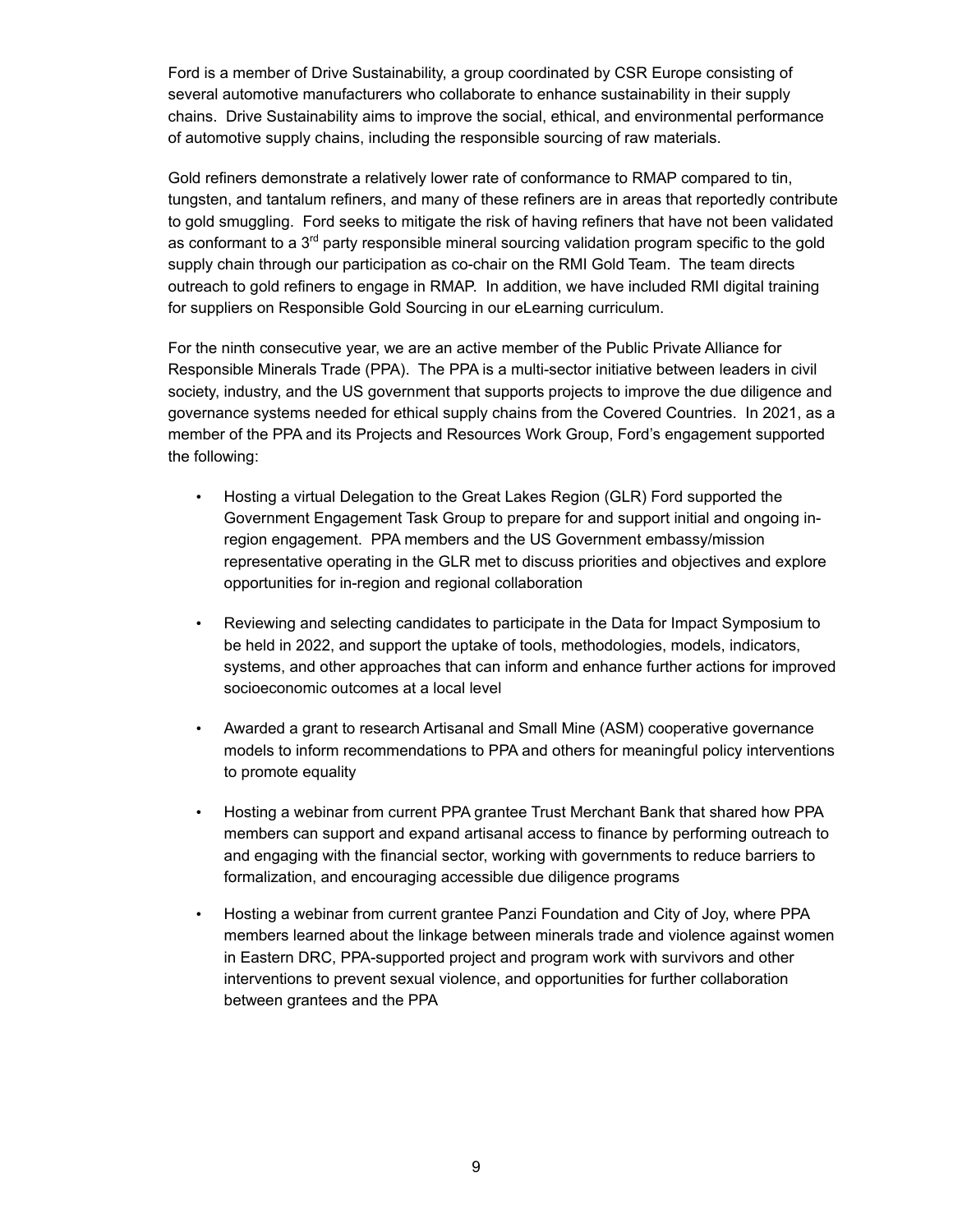Ford is a member of Drive Sustainability, a group coordinated by CSR Europe consisting of several automotive manufacturers who collaborate to enhance sustainability in their supply chains. Drive Sustainability aims to improve the social, ethical, and environmental performance of automotive supply chains, including the responsible sourcing of raw materials.

Gold refiners demonstrate a relatively lower rate of conformance to RMAP compared to tin, tungsten, and tantalum refiners, and many of these refiners are in areas that reportedly contribute to gold smuggling. Ford seeks to mitigate the risk of having refiners that have not been validated as conformant to a 3rd party responsible mineral sourcing validation program specific to the gold supply chain through our participation as co-chair on the RMI Gold Team. The team directs outreach to gold refiners to engage in RMAP. In addition, we have included RMI digital training for suppliers on Responsible Gold Sourcing in our eLearning curriculum.

For the ninth consecutive year, we are an active member of the Public Private Alliance for Responsible Minerals Trade (PPA). The PPA is a multi-sector initiative between leaders in civil society, industry, and the US government that supports projects to improve the due diligence and governance systems needed for ethical supply chains from the Covered Countries. In 2021, as a member of the PPA and its Projects and Resources Work Group, Ford's engagement supported the following:

- Hosting a virtual Delegation to the Great Lakes Region (GLR) Ford supported the Government Engagement Task Group to prepare for and support initial and ongoing in-region engagement. PPA members and the US Government embassy/mission representative operating in the GLR met to discuss priorities and objectives and explore opportunities for in-region and regional collaboration

- Reviewing and selecting candidates to participate in the Data for Impact Symposium to be held in 2022, and support the uptake of tools, methodologies, models, indicators, systems, and other approaches that can inform and enhance further actions for improved socioeconomic outcomes at a local level

- Awarded a grant to research Artisanal and Small Mine (ASM) cooperative governance models to inform recommendations to PPA and others for meaningful policy interventions to promote equality

- Hosting a webinar from current PPA grantee Trust Merchant Bank that shared how PPA members can support and expand artisanal access to finance by performing outreach to and engaging with the financial sector, working with governments to reduce barriers to formalization, and encouraging accessible due diligence programs

- Hosting a webinar from current grantee Panzi Foundation and City of Joy, where PPA members learned about the linkage between minerals trade and violence against women in Eastern DRC, PPA-supported project and program work with survivors and other interventions to prevent sexual violence, and opportunities for further collaboration between grantees and the PPA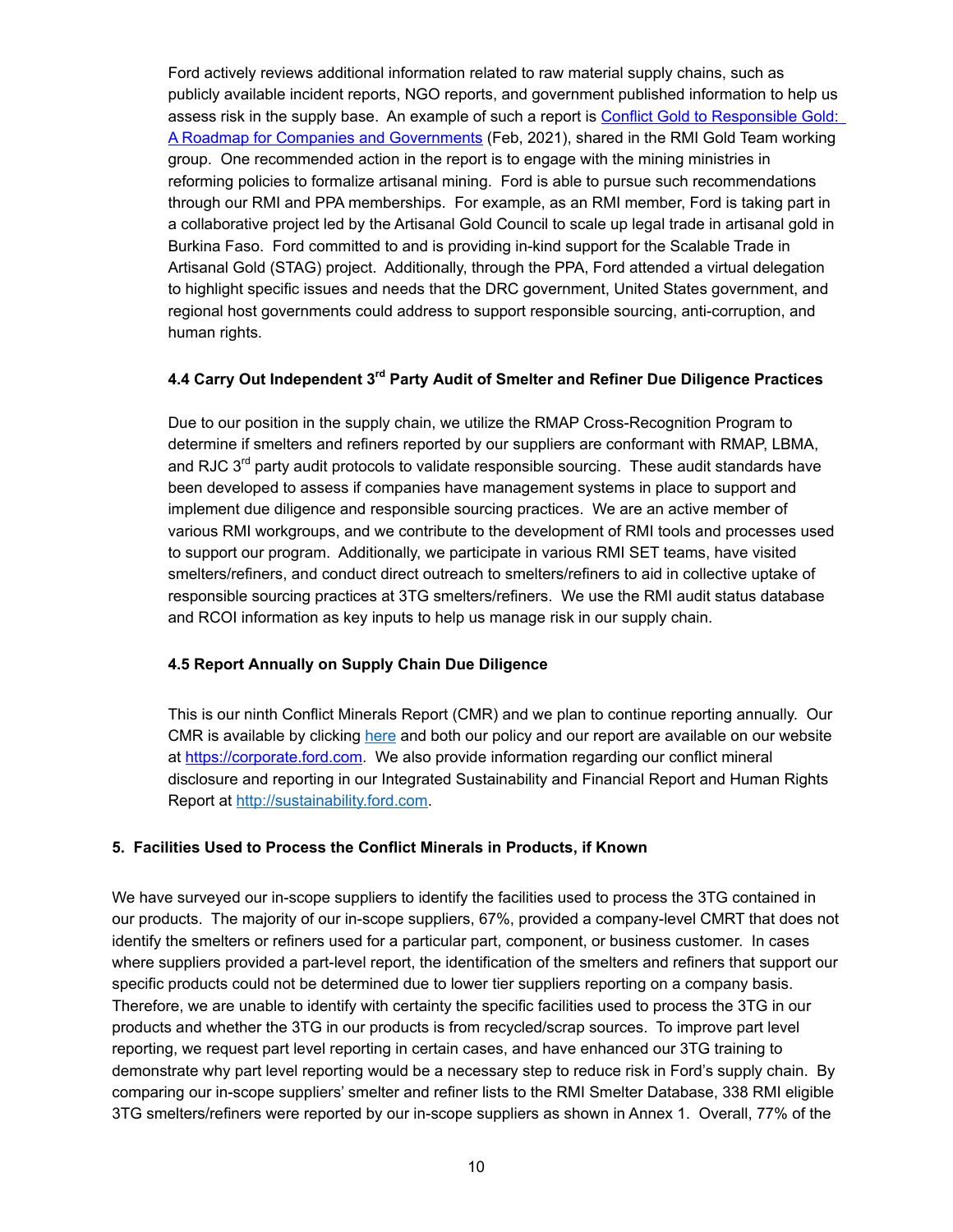Ford actively reviews additional information related to raw material supply chains, such as publicly available incident reports, NGO reports, and government published information to help us assess risk in the supply base. An example of such a report is [Conflict Gold to Responsible Gold: A Roadmap for Companies and Governments]() (Feb, 2021), shared in the RMI Gold Team working group. One recommended action in the report is to engage with the mining ministries in reforming policies to formalize artisanal mining. Ford is able to pursue such recommendations through our RMI and PPA memberships. For example, as an RMI member, Ford is taking part in a collaborative project led by the Artisanal Gold Council to scale up legal trade in artisanal gold in Burkina Faso. Ford committed to and is providing in-kind support for the Scalable Trade in Artisanal Gold (STAG) project. Additionally, through the PPA, Ford attended a virtual delegation to highlight specific issues and needs that the DRC government, United States government, and regional host governments could address to support responsible sourcing, anti-corruption, and human rights.

### 4.4 Carry Out Independent 3rd Party Audit of Smelter and Refiner Due Diligence Practices

Due to our position in the supply chain, we utilize the RMAP Cross-Recognition Program to determine if smelters and refiners reported by our suppliers are conformant with RMAP, LBMA, and RJC 3rd party audit protocols to validate responsible sourcing. These audit standards have been developed to assess if companies have management systems in place to support and implement due diligence and responsible sourcing practices. We are an active member of various RMI workgroups, and we contribute to the development of RMI tools and processes used to support our program. Additionally, we participate in various RMI SET teams, have visited smelters/refiners, and conduct direct outreach to smelters/refiners to aid in collective uptake of responsible sourcing practices at 3TG smelters/refiners. We use the RMI audit status database and RCOI information as key inputs to help us manage risk in our supply chain.

### 4.5 Report Annually on Supply Chain Due Diligence

This is our ninth Conflict Minerals Report (CMR) and we plan to continue reporting annually. Our CMR is available by clicking [here]() and both our policy and our report are available on our website at [https://corporate.ford.com](https://corporate.ford.com). We also provide information regarding our conflict mineral disclosure and reporting in our Integrated Sustainability and Financial Report and Human Rights Report at [http://sustainability.ford.com](http://sustainability.ford.com).

## 5. Facilities Used to Process the Conflict Minerals in Products, if Known

We have surveyed our in-scope suppliers to identify the facilities used to process the 3TG contained in our products. The majority of our in-scope suppliers, 67%, provided a company-level CMRT that does not identify the smelters or refiners used for a particular part, component, or business customer. In cases where suppliers provided a part-level report, the identification of the smelters and refiners that support our specific products could not be determined due to lower tier suppliers reporting on a company basis. Therefore, we are unable to identify with certainty the specific facilities used to process the 3TG in our products and whether the 3TG in our products is from recycled/scrap sources. To improve part level reporting, we request part level reporting in certain cases, and have enhanced our 3TG training to demonstrate why part level reporting would be a necessary step to reduce risk in Ford's supply chain. By comparing our in-scope suppliers' smelter and refiner lists to the RMI Smelter Database, 338 RMI eligible 3TG smelters/refiners were reported by our in-scope suppliers as shown in Annex 1. Overall, 77% of the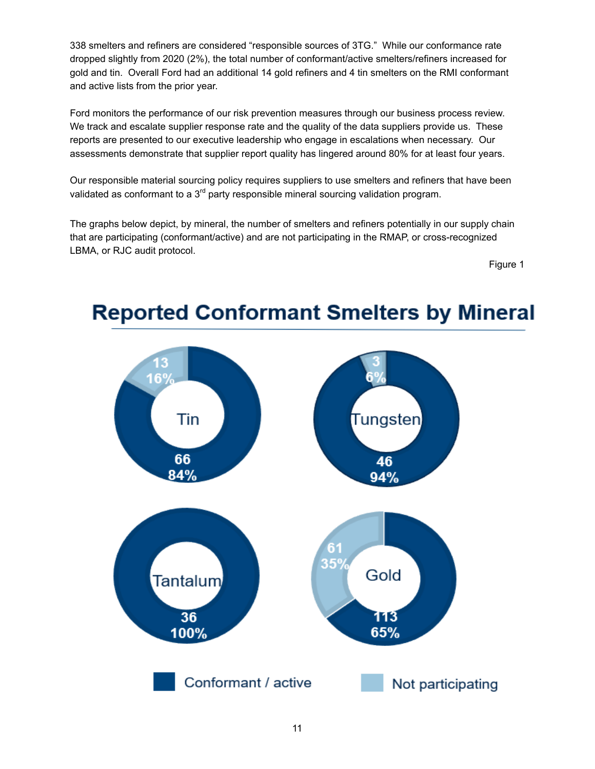338 smelters and refiners are considered "responsible sources of 3TG." While our conformance rate dropped slightly from 2020 (2%), the total number of conformant/active smelters/refiners increased for gold and tin. Overall Ford had an additional 14 gold refiners and 4 tin smelters on the RMI conformant and active lists from the prior year.

Ford monitors the performance of our risk prevention measures through our business process review. We track and escalate supplier response rate and the quality of the data suppliers provide us. These reports are presented to our executive leadership who engage in escalations when necessary. Our assessments demonstrate that supplier report quality has lingered around 80% for at least four years.

Our responsible material sourcing policy requires suppliers to use smelters and refiners that have been validated as conformant to a 3rd party responsible mineral sourcing validation program.

The graphs below depict, by mineral, the number of smelters and refiners potentially in our supply chain that are participating (conformant/active) and are not participating in the RMAP, or cross-recognized LBMA, or RJC audit protocol.

Figure 1

## Reported Conformant Smelters by Mineral

| Mineral | Conformant / active | Not participating |
| --- | --- | --- |
| Tin | 66 (84%) | 13 (16%) |
| Tungsten | 46 (94%) | 3 (6%) |
| Tantalum | 36 (100%) | |
| Gold | 113 (65%) | 61 (35%) |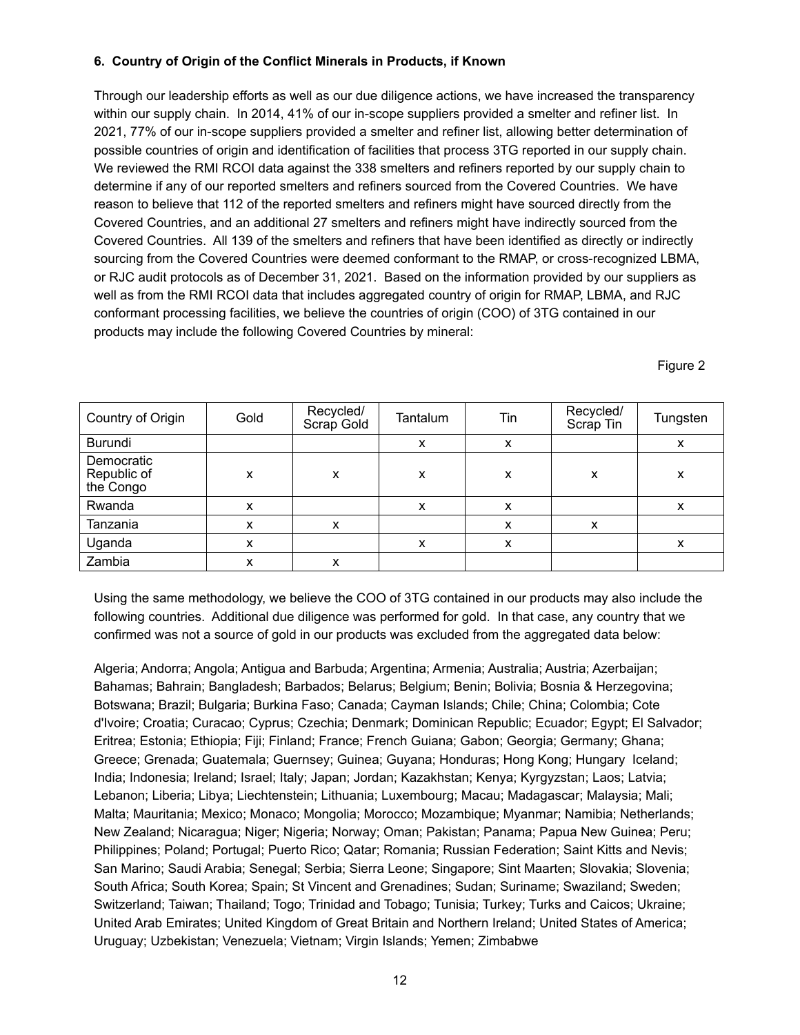### 6. Country of Origin of the Conflict Minerals in Products, if Known

Through our leadership efforts as well as our due diligence actions, we have increased the transparency within our supply chain. In 2014, 41% of our in-scope suppliers provided a smelter and refiner list. In 2021, 77% of our in-scope suppliers provided a smelter and refiner list, allowing better determination of possible countries of origin and identification of facilities that process 3TG reported in our supply chain. We reviewed the RMI RCOI data against the 338 smelters and refiners reported by our supply chain to determine if any of our reported smelters and refiners sourced from the Covered Countries. We have reason to believe that 112 of the reported smelters and refiners might have sourced directly from the Covered Countries, and an additional 27 smelters and refiners might have indirectly sourced from the Covered Countries. All 139 of the smelters and refiners that have been identified as directly or indirectly sourcing from the Covered Countries were deemed conformant to the RMAP, or cross-recognized LBMA, or RJC audit protocols as of December 31, 2021. Based on the information provided by our suppliers as well as from the RMI RCOI data that includes aggregated country of origin for RMAP, LBMA, and RJC conformant processing facilities, we believe the countries of origin (COO) of 3TG contained in our products may include the following Covered Countries by mineral:

Figure 2

| Country of Origin | Gold | Recycled/ Scrap Gold | Tantalum | Tin | Recycled/ Scrap Tin | Tungsten |
|---|---|---|---|---|---|---|
| Burundi | | | x | x | | x |
| Democratic Republic of the Congo | x | x | x | x | x | x |
| Rwanda | x | | x | x | | x |
| Tanzania | x | x | | x | x | |
| Uganda | x | | x | x | | x |
| Zambia | x | x | | | | |

Using the same methodology, we believe the COO of 3TG contained in our products may also include the following countries. Additional due diligence was performed for gold. In that case, any country that we confirmed was not a source of gold in our products was excluded from the aggregated data below:

Algeria; Andorra; Angola; Antigua and Barbuda; Argentina; Armenia; Australia; Austria; Azerbaijan; Bahamas; Bahrain; Bangladesh; Barbados; Belarus; Belgium; Benin; Bolivia; Bosnia & Herzegovina; Botswana; Brazil; Bulgaria; Burkina Faso; Canada; Cayman Islands; Chile; China; Colombia; Cote d'Ivoire; Croatia; Curacao; Cyprus; Czechia; Denmark; Dominican Republic; Ecuador; Egypt; El Salvador; Eritrea; Estonia; Ethiopia; Fiji; Finland; France; French Guiana; Gabon; Georgia; Germany; Ghana; Greece; Grenada; Guatemala; Guernsey; Guinea; Guyana; Honduras; Hong Kong; Hungary Iceland; India; Indonesia; Ireland; Israel; Italy; Japan; Jordan; Kazakhstan; Kenya; Kyrgyzstan; Laos; Latvia; Lebanon; Liberia; Libya; Liechtenstein; Lithuania; Luxembourg; Macau; Madagascar; Malaysia; Mali; Malta; Mauritania; Mexico; Monaco; Mongolia; Morocco; Mozambique; Myanmar; Namibia; Netherlands; New Zealand; Nicaragua; Niger; Nigeria; Norway; Oman; Pakistan; Panama; Papua New Guinea; Peru; Philippines; Poland; Portugal; Puerto Rico; Qatar; Romania; Russian Federation; Saint Kitts and Nevis; San Marino; Saudi Arabia; Senegal; Serbia; Sierra Leone; Singapore; Sint Maarten; Slovakia; Slovenia; South Africa; South Korea; Spain; St Vincent and Grenadines; Sudan; Suriname; Swaziland; Sweden; Switzerland; Taiwan; Thailand; Togo; Trinidad and Tobago; Tunisia; Turkey; Turks and Caicos; Ukraine; United Arab Emirates; United Kingdom of Great Britain and Northern Ireland; United States of America; Uruguay; Uzbekistan; Venezuela; Vietnam; Virgin Islands; Yemen; Zimbabwe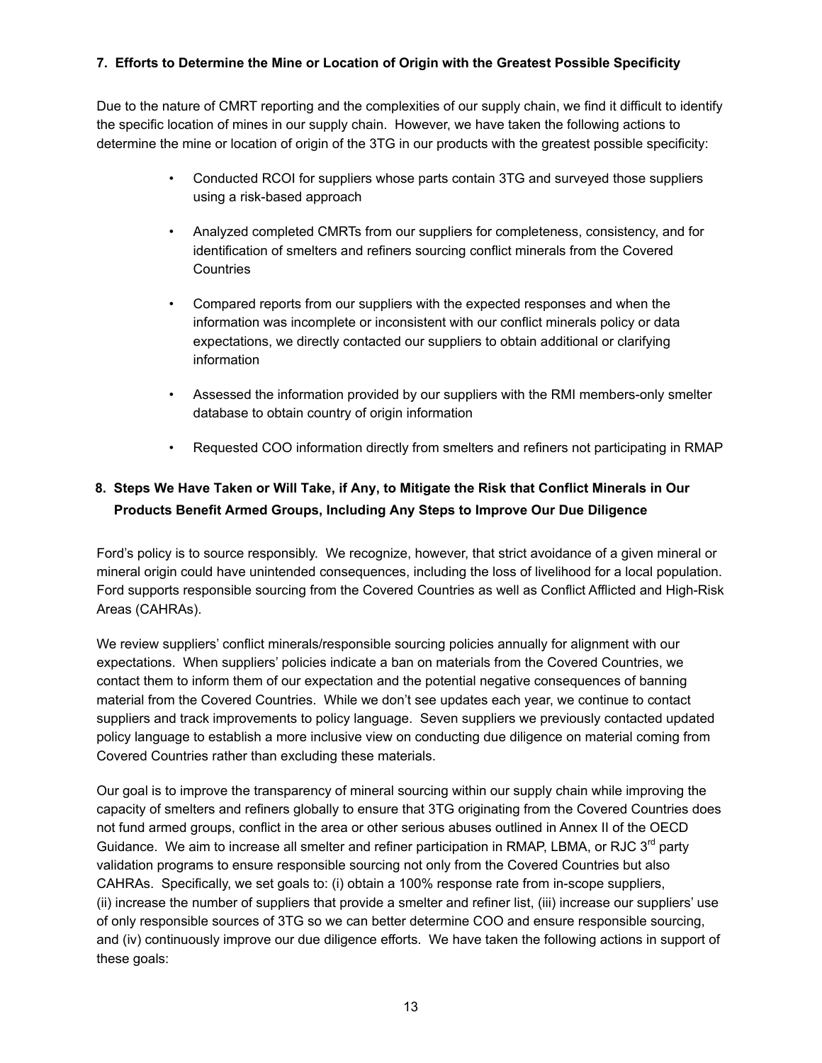### 7. Efforts to Determine the Mine or Location of Origin with the Greatest Possible Specificity

Due to the nature of CMRT reporting and the complexities of our supply chain, we find it difficult to identify the specific location of mines in our supply chain. However, we have taken the following actions to determine the mine or location of origin of the 3TG in our products with the greatest possible specificity:

- Conducted RCOI for suppliers whose parts contain 3TG and surveyed those suppliers using a risk-based approach
- Analyzed completed CMRTs from our suppliers for completeness, consistency, and for identification of smelters and refiners sourcing conflict minerals from the Covered Countries
- Compared reports from our suppliers with the expected responses and when the information was incomplete or inconsistent with our conflict minerals policy or data expectations, we directly contacted our suppliers to obtain additional or clarifying information
- Assessed the information provided by our suppliers with the RMI members-only smelter database to obtain country of origin information
- Requested COO information directly from smelters and refiners not participating in RMAP

### 8. Steps We Have Taken or Will Take, if Any, to Mitigate the Risk that Conflict Minerals in Our Products Benefit Armed Groups, Including Any Steps to Improve Our Due Diligence

Ford's policy is to source responsibly. We recognize, however, that strict avoidance of a given mineral or mineral origin could have unintended consequences, including the loss of livelihood for a local population. Ford supports responsible sourcing from the Covered Countries as well as Conflict Afflicted and High-Risk Areas (CAHRAs).

We review suppliers' conflict minerals/responsible sourcing policies annually for alignment with our expectations. When suppliers' policies indicate a ban on materials from the Covered Countries, we contact them to inform them of our expectation and the potential negative consequences of banning material from the Covered Countries. While we don't see updates each year, we continue to contact suppliers and track improvements to policy language. Seven suppliers we previously contacted updated policy language to establish a more inclusive view on conducting due diligence on material coming from Covered Countries rather than excluding these materials.

Our goal is to improve the transparency of mineral sourcing within our supply chain while improving the capacity of smelters and refiners globally to ensure that 3TG originating from the Covered Countries does not fund armed groups, conflict in the area or other serious abuses outlined in Annex II of the OECD Guidance. We aim to increase all smelter and refiner participation in RMAP, LBMA, or RJC 3rd party validation programs to ensure responsible sourcing not only from the Covered Countries but also CAHRAs. Specifically, we set goals to: (i) obtain a 100% response rate from in-scope suppliers, (ii) increase the number of suppliers that provide a smelter and refiner list, (iii) increase our suppliers' use of only responsible sources of 3TG so we can better determine COO and ensure responsible sourcing, and (iv) continuously improve our due diligence efforts. We have taken the following actions in support of these goals: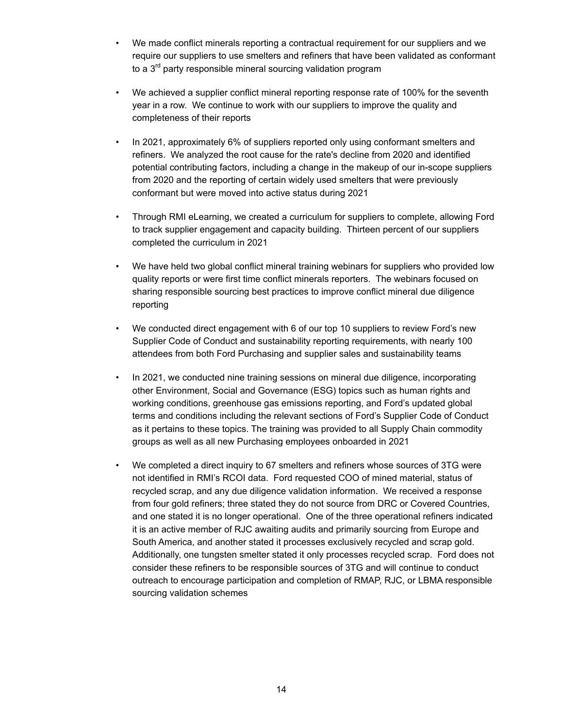- We made conflict minerals reporting a contractual requirement for our suppliers and we require our suppliers to use smelters and refiners that have been validated as conformant to a 3rd party responsible mineral sourcing validation program

- We achieved a supplier conflict mineral reporting response rate of 100% for the seventh year in a row. We continue to work with our suppliers to improve the quality and completeness of their reports

- In 2021, approximately 6% of suppliers reported only using conformant smelters and refiners. We analyzed the root cause for the rate's decline from 2020 and identified potential contributing factors, including a change in the makeup of our in-scope suppliers from 2020 and the reporting of certain widely used smelters that were previously conformant but were moved into active status during 2021

- Through RMI eLearning, we created a curriculum for suppliers to complete, allowing Ford to track supplier engagement and capacity building. Thirteen percent of our suppliers completed the curriculum in 2021

- We have held two global conflict mineral training webinars for suppliers who provided low quality reports or were first time conflict minerals reporters. The webinars focused on sharing responsible sourcing best practices to improve conflict mineral due diligence reporting

- We conducted direct engagement with 6 of our top 10 suppliers to review Ford's new Supplier Code of Conduct and sustainability reporting requirements, with nearly 100 attendees from both Ford Purchasing and supplier sales and sustainability teams

- In 2021, we conducted nine training sessions on mineral due diligence, incorporating other Environment, Social and Governance (ESG) topics such as human rights and working conditions, greenhouse gas emissions reporting, and Ford's updated global terms and conditions including the relevant sections of Ford's Supplier Code of Conduct as it pertains to these topics. The training was provided to all Supply Chain commodity groups as well as all new Purchasing employees onboarded in 2021

- We completed a direct inquiry to 67 smelters and refiners whose sources of 3TG were not identified in RMI's RCOI data. Ford requested COO of mined material, status of recycled scrap, and any due diligence validation information. We received a response from four gold refiners; three stated they do not source from DRC or Covered Countries, and one stated it is no longer operational. One of the three operational refiners indicated it is an active member of RJC awaiting audits and primarily sourcing from Europe and South America, and another stated it processes exclusively recycled and scrap gold. Additionally, one tungsten smelter stated it only processes recycled scrap. Ford does not consider these refiners to be responsible sources of 3TG and will continue to conduct outreach to encourage participation and completion of RMAP, RJC, or LBMA responsible sourcing validation schemes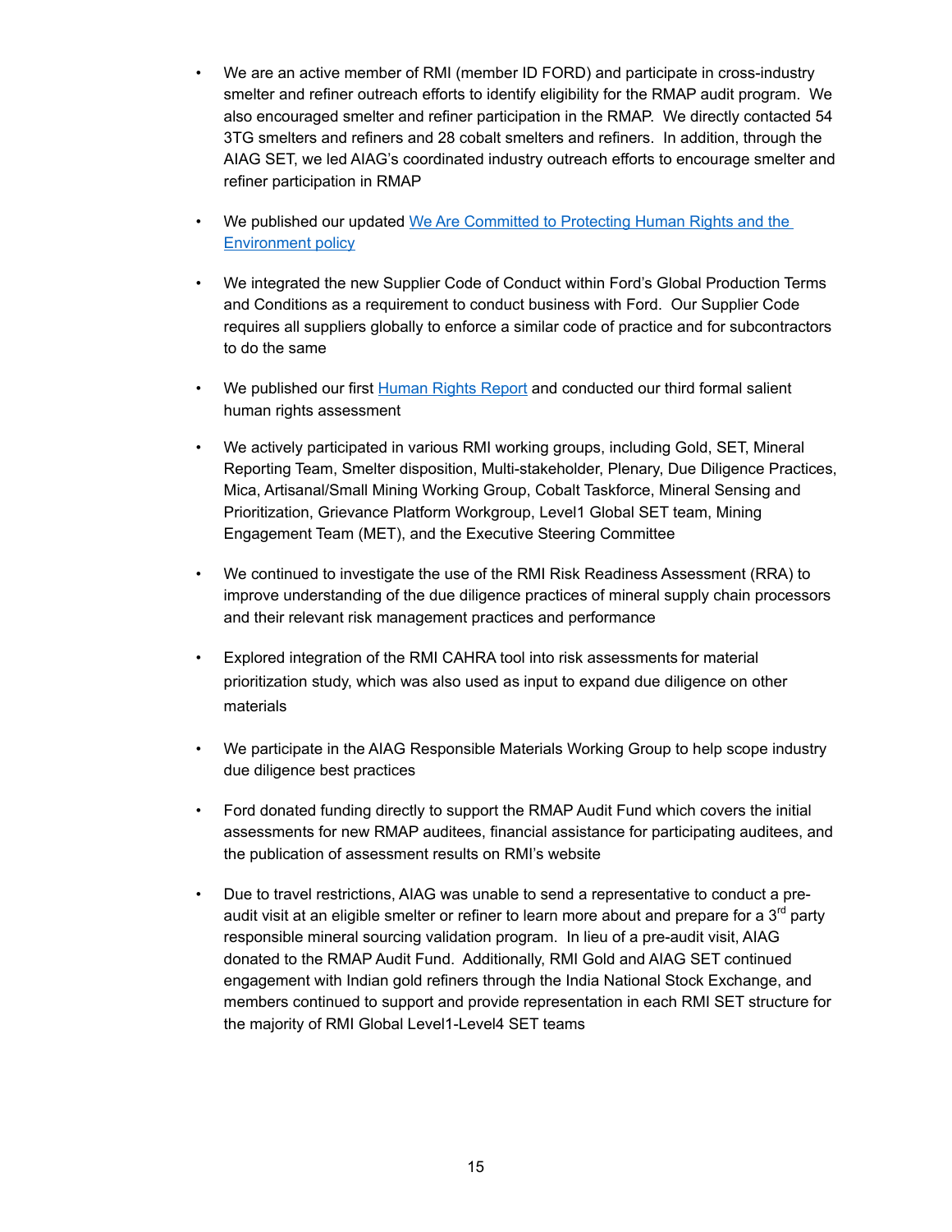- We are an active member of RMI (member ID FORD) and participate in cross-industry smelter and refiner outreach efforts to identify eligibility for the RMAP audit program. We also encouraged smelter and refiner participation in the RMAP. We directly contacted 54 3TG smelters and refiners and 28 cobalt smelters and refiners. In addition, through the AIAG SET, we led AIAG's coordinated industry outreach efforts to encourage smelter and refiner participation in RMAP

- We published our updated We Are Committed to Protecting Human Rights and the Environment policy

- We integrated the new Supplier Code of Conduct within Ford's Global Production Terms and Conditions as a requirement to conduct business with Ford. Our Supplier Code requires all suppliers globally to enforce a similar code of practice and for subcontractors to do the same

- We published our first Human Rights Report and conducted our third formal salient human rights assessment

- We actively participated in various RMI working groups, including Gold, SET, Mineral Reporting Team, Smelter disposition, Multi-stakeholder, Plenary, Due Diligence Practices, Mica, Artisanal/Small Mining Working Group, Cobalt Taskforce, Mineral Sensing and Prioritization, Grievance Platform Workgroup, Level1 Global SET team, Mining Engagement Team (MET), and the Executive Steering Committee

- We continued to investigate the use of the RMI Risk Readiness Assessment (RRA) to improve understanding of the due diligence practices of mineral supply chain processors and their relevant risk management practices and performance

- Explored integration of the RMI CAHRA tool into risk assessments for material prioritization study, which was also used as input to expand due diligence on other materials

- We participate in the AIAG Responsible Materials Working Group to help scope industry due diligence best practices

- Ford donated funding directly to support the RMAP Audit Fund which covers the initial assessments for new RMAP auditees, financial assistance for participating auditees, and the publication of assessment results on RMI's website

- Due to travel restrictions, AIAG was unable to send a representative to conduct a pre-audit visit at an eligible smelter or refiner to learn more about and prepare for a 3rd party responsible mineral sourcing validation program. In lieu of a pre-audit visit, AIAG donated to the RMAP Audit Fund. Additionally, RMI Gold and AIAG SET continued engagement with Indian gold refiners through the India National Stock Exchange, and members continued to support and provide representation in each RMI SET structure for the majority of RMI Global Level1-Level4 SET teams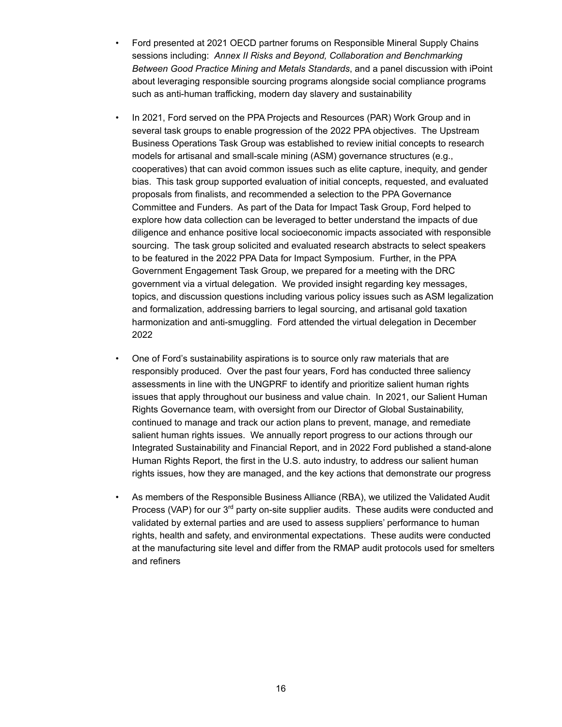- Ford presented at 2021 OECD partner forums on Responsible Mineral Supply Chains sessions including: *Annex II Risks and Beyond, Collaboration and Benchmarking Between Good Practice Mining and Metals Standards*, and a panel discussion with iPoint about leveraging responsible sourcing programs alongside social compliance programs such as anti-human trafficking, modern day slavery and sustainability

- In 2021, Ford served on the PPA Projects and Resources (PAR) Work Group and in several task groups to enable progression of the 2022 PPA objectives. The Upstream Business Operations Task Group was established to review initial concepts to research models for artisanal and small-scale mining (ASM) governance structures (e.g., cooperatives) that can avoid common issues such as elite capture, inequity, and gender bias. This task group supported evaluation of initial concepts, requested, and evaluated proposals from finalists, and recommended a selection to the PPA Governance Committee and Funders. As part of the Data for Impact Task Group, Ford helped to explore how data collection can be leveraged to better understand the impacts of due diligence and enhance positive local socioeconomic impacts associated with responsible sourcing. The task group solicited and evaluated research abstracts to select speakers to be featured in the 2022 PPA Data for Impact Symposium. Further, in the PPA Government Engagement Task Group, we prepared for a meeting with the DRC government via a virtual delegation. We provided insight regarding key messages, topics, and discussion questions including various policy issues such as ASM legalization and formalization, addressing barriers to legal sourcing, and artisanal gold taxation harmonization and anti-smuggling. Ford attended the virtual delegation in December 2022

- One of Ford's sustainability aspirations is to source only raw materials that are responsibly produced. Over the past four years, Ford has conducted three saliency assessments in line with the UNGPRF to identify and prioritize salient human rights issues that apply throughout our business and value chain. In 2021, our Salient Human Rights Governance team, with oversight from our Director of Global Sustainability, continued to manage and track our action plans to prevent, manage, and remediate salient human rights issues. We annually report progress to our actions through our Integrated Sustainability and Financial Report, and in 2022 Ford published a stand-alone Human Rights Report, the first in the U.S. auto industry, to address our salient human rights issues, how they are managed, and the key actions that demonstrate our progress

- As members of the Responsible Business Alliance (RBA), we utilized the Validated Audit Process (VAP) for our 3rd party on-site supplier audits. These audits were conducted and validated by external parties and are used to assess suppliers' performance to human rights, health and safety, and environmental expectations. These audits were conducted at the manufacturing site level and differ from the RMAP audit protocols used for smelters and refiners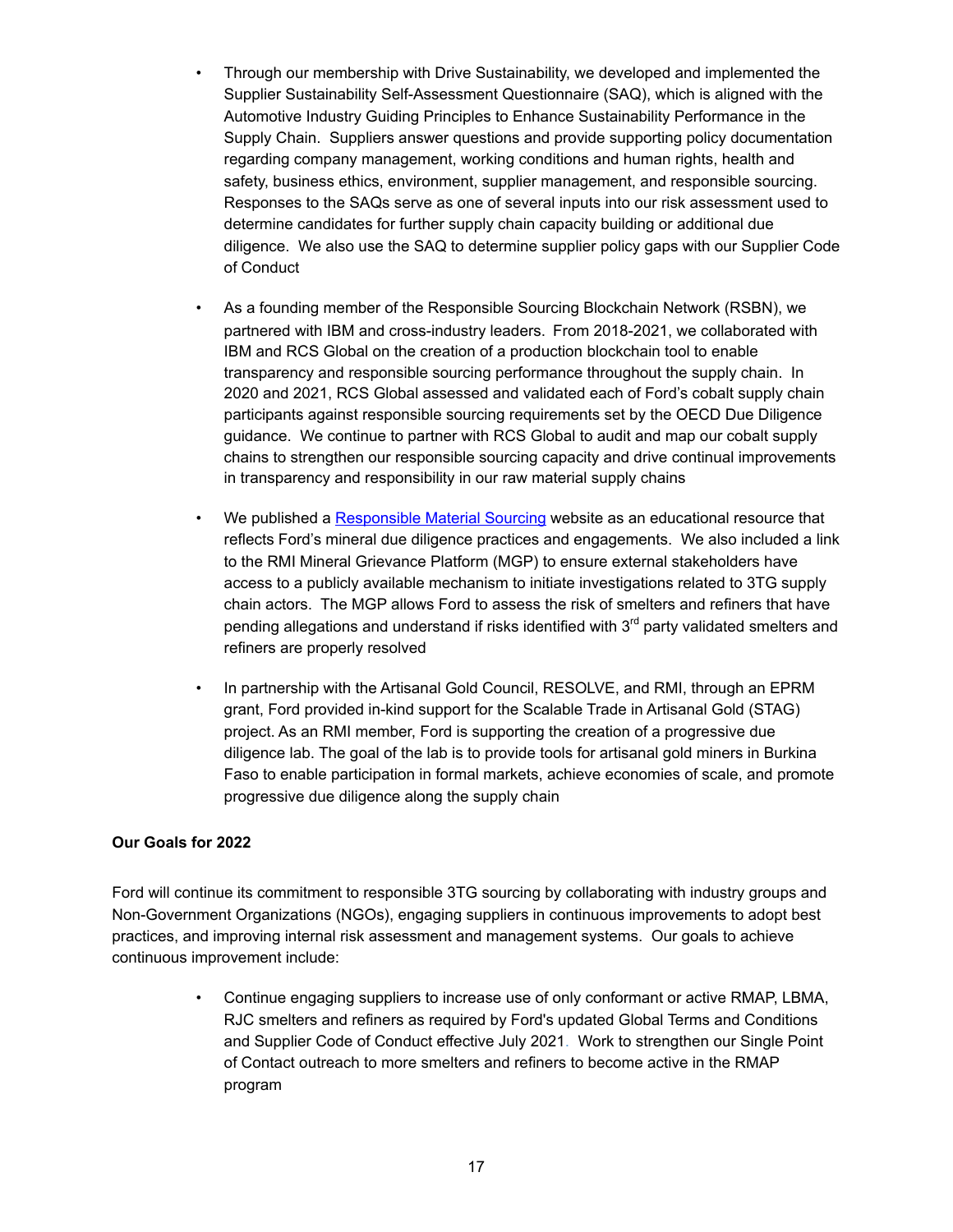- Through our membership with Drive Sustainability, we developed and implemented the Supplier Sustainability Self-Assessment Questionnaire (SAQ), which is aligned with the Automotive Industry Guiding Principles to Enhance Sustainability Performance in the Supply Chain. Suppliers answer questions and provide supporting policy documentation regarding company management, working conditions and human rights, health and safety, business ethics, environment, supplier management, and responsible sourcing. Responses to the SAQs serve as one of several inputs into our risk assessment used to determine candidates for further supply chain capacity building or additional due diligence. We also use the SAQ to determine supplier policy gaps with our Supplier Code of Conduct

- As a founding member of the Responsible Sourcing Blockchain Network (RSBN), we partnered with IBM and cross-industry leaders. From 2018-2021, we collaborated with IBM and RCS Global on the creation of a production blockchain tool to enable transparency and responsible sourcing performance throughout the supply chain. In 2020 and 2021, RCS Global assessed and validated each of Ford's cobalt supply chain participants against responsible sourcing requirements set by the OECD Due Diligence guidance. We continue to partner with RCS Global to audit and map our cobalt supply chains to strengthen our responsible sourcing capacity and drive continual improvements in transparency and responsibility in our raw material supply chains

- We published a Responsible Material Sourcing website as an educational resource that reflects Ford's mineral due diligence practices and engagements. We also included a link to the RMI Mineral Grievance Platform (MGP) to ensure external stakeholders have access to a publicly available mechanism to initiate investigations related to 3TG supply chain actors. The MGP allows Ford to assess the risk of smelters and refiners that have pending allegations and understand if risks identified with 3rd party validated smelters and refiners are properly resolved

- In partnership with the Artisanal Gold Council, RESOLVE, and RMI, through an EPRM grant, Ford provided in-kind support for the Scalable Trade in Artisanal Gold (STAG) project. As an RMI member, Ford is supporting the creation of a progressive due diligence lab. The goal of the lab is to provide tools for artisanal gold miners in Burkina Faso to enable participation in formal markets, achieve economies of scale, and promote progressive due diligence along the supply chain

**Our Goals for 2022**

Ford will continue its commitment to responsible 3TG sourcing by collaborating with industry groups and Non-Government Organizations (NGOs), engaging suppliers in continuous improvements to adopt best practices, and improving internal risk assessment and management systems. Our goals to achieve continuous improvement include:

- Continue engaging suppliers to increase use of only conformant or active RMAP, LBMA, RJC smelters and refiners as required by Ford's updated Global Terms and Conditions and Supplier Code of Conduct effective July 2021. Work to strengthen our Single Point of Contact outreach to more smelters and refiners to become active in the RMAP program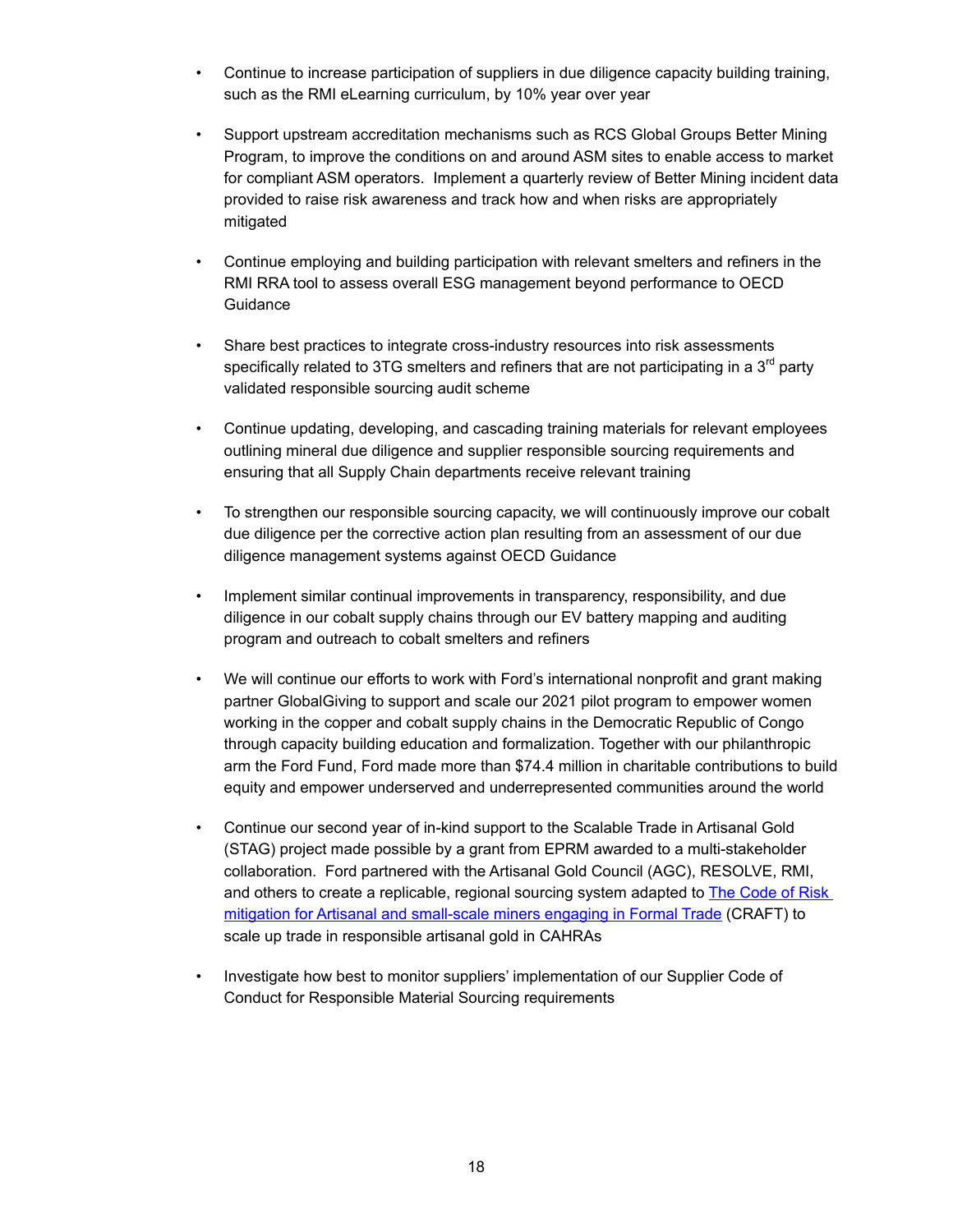- Continue to increase participation of suppliers in due diligence capacity building training, such as the RMI eLearning curriculum, by 10% year over year
- Support upstream accreditation mechanisms such as RCS Global Groups Better Mining Program, to improve the conditions on and around ASM sites to enable access to market for compliant ASM operators. Implement a quarterly review of Better Mining incident data provided to raise risk awareness and track how and when risks are appropriately mitigated
- Continue employing and building participation with relevant smelters and refiners in the RMI RRA tool to assess overall ESG management beyond performance to OECD Guidance
- Share best practices to integrate cross-industry resources into risk assessments specifically related to 3TG smelters and refiners that are not participating in a 3rd party validated responsible sourcing audit scheme
- Continue updating, developing, and cascading training materials for relevant employees outlining mineral due diligence and supplier responsible sourcing requirements and ensuring that all Supply Chain departments receive relevant training
- To strengthen our responsible sourcing capacity, we will continuously improve our cobalt due diligence per the corrective action plan resulting from an assessment of our due diligence management systems against OECD Guidance
- Implement similar continual improvements in transparency, responsibility, and due diligence in our cobalt supply chains through our EV battery mapping and auditing program and outreach to cobalt smelters and refiners
- We will continue our efforts to work with Ford's international nonprofit and grant making partner GlobalGiving to support and scale our 2021 pilot program to empower women working in the copper and cobalt supply chains in the Democratic Republic of Congo through capacity building education and formalization. Together with our philanthropic arm the Ford Fund, Ford made more than $74.4 million in charitable contributions to build equity and empower underserved and underrepresented communities around the world
- Continue our second year of in-kind support to the Scalable Trade in Artisanal Gold (STAG) project made possible by a grant from EPRM awarded to a multi-stakeholder collaboration. Ford partnered with the Artisanal Gold Council (AGC), RESOLVE, RMI, and others to create a replicable, regional sourcing system adapted to The Code of Risk mitigation for Artisanal and small-scale miners engaging in Formal Trade (CRAFT) to scale up trade in responsible artisanal gold in CAHRAs
- Investigate how best to monitor suppliers' implementation of our Supplier Code of Conduct for Responsible Material Sourcing requirements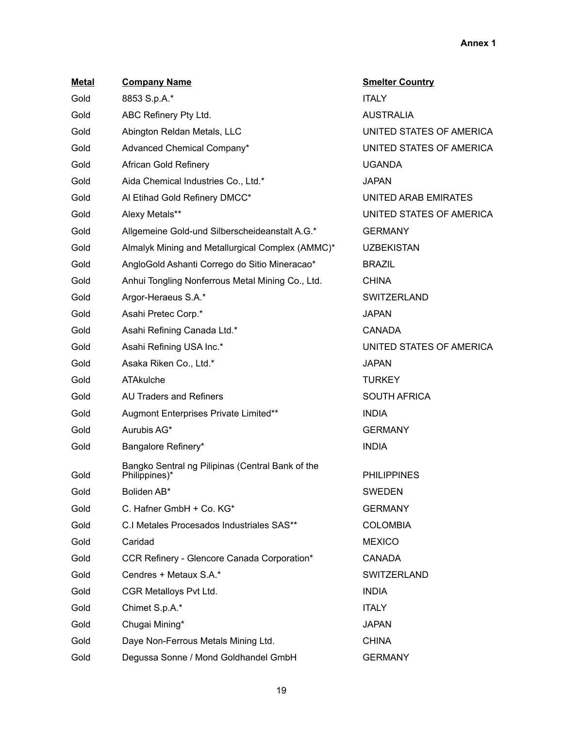**Annex 1**

| Metal | Company Name | Smelter Country |
|---|---|---|
| Gold | 8853 S.p.A.* | ITALY |
| Gold | ABC Refinery Pty Ltd. | AUSTRALIA |
| Gold | Abington Reldan Metals, LLC | UNITED STATES OF AMERICA |
| Gold | Advanced Chemical Company* | UNITED STATES OF AMERICA |
| Gold | African Gold Refinery | UGANDA |
| Gold | Aida Chemical Industries Co., Ltd.* | JAPAN |
| Gold | Al Etihad Gold Refinery DMCC* | UNITED ARAB EMIRATES |
| Gold | Alexy Metals** | UNITED STATES OF AMERICA |
| Gold | Allgemeine Gold-und Silberscheideanstalt A.G.* | GERMANY |
| Gold | Almalyk Mining and Metallurgical Complex (AMMC)* | UZBEKISTAN |
| Gold | AngloGold Ashanti Corrego do Sitio Mineracao* | BRAZIL |
| Gold | Anhui Tongling Nonferrous Metal Mining Co., Ltd. | CHINA |
| Gold | Argor-Heraeus S.A.* | SWITZERLAND |
| Gold | Asahi Pretec Corp.* | JAPAN |
| Gold | Asahi Refining Canada Ltd.* | CANADA |
| Gold | Asahi Refining USA Inc.* | UNITED STATES OF AMERICA |
| Gold | Asaka Riken Co., Ltd.* | JAPAN |
| Gold | ATAkulche | TURKEY |
| Gold | AU Traders and Refiners | SOUTH AFRICA |
| Gold | Augmont Enterprises Private Limited** | INDIA |
| Gold | Aurubis AG* | GERMANY |
| Gold | Bangalore Refinery* | INDIA |
| Gold | Bangko Sentral ng Pilipinas (Central Bank of the Philippines)* | PHILIPPINES |
| Gold | Boliden AB* | SWEDEN |
| Gold | C. Hafner GmbH + Co. KG* | GERMANY |
| Gold | C.I Metales Procesados Industriales SAS** | COLOMBIA |
| Gold | Caridad | MEXICO |
| Gold | CCR Refinery - Glencore Canada Corporation* | CANADA |
| Gold | Cendres + Metaux S.A.* | SWITZERLAND |
| Gold | CGR Metalloys Pvt Ltd. | INDIA |
| Gold | Chimet S.p.A.* | ITALY |
| Gold | Chugai Mining* | JAPAN |
| Gold | Daye Non-Ferrous Metals Mining Ltd. | CHINA |
| Gold | Degussa Sonne / Mond Goldhandel GmbH | GERMANY |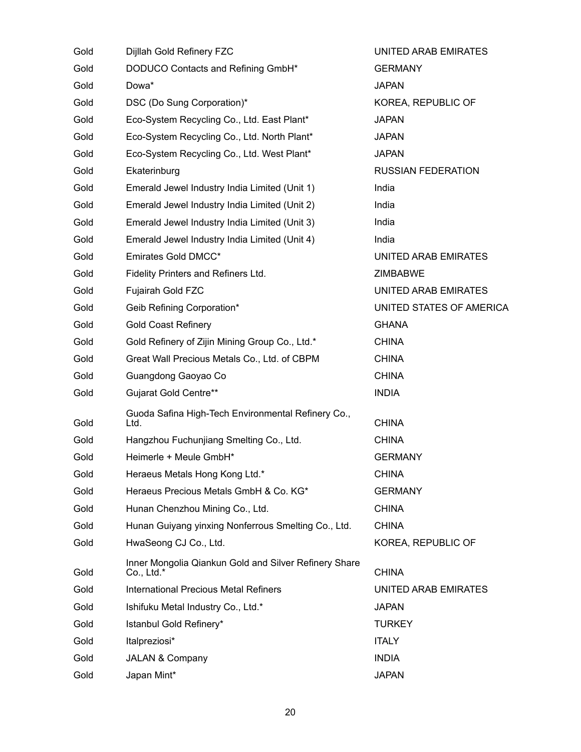| | | |
|---|---|---|
| Gold | Dijllah Gold Refinery FZC | UNITED ARAB EMIRATES |
| Gold | DODUCO Contacts and Refining GmbH* | GERMANY |
| Gold | Dowa* | JAPAN |
| Gold | DSC (Do Sung Corporation)* | KOREA, REPUBLIC OF |
| Gold | Eco-System Recycling Co., Ltd. East Plant* | JAPAN |
| Gold | Eco-System Recycling Co., Ltd. North Plant* | JAPAN |
| Gold | Eco-System Recycling Co., Ltd. West Plant* | JAPAN |
| Gold | Ekaterinburg | RUSSIAN FEDERATION |
| Gold | Emerald Jewel Industry India Limited (Unit 1) | India |
| Gold | Emerald Jewel Industry India Limited (Unit 2) | India |
| Gold | Emerald Jewel Industry India Limited (Unit 3) | India |
| Gold | Emerald Jewel Industry India Limited (Unit 4) | India |
| Gold | Emirates Gold DMCC* | UNITED ARAB EMIRATES |
| Gold | Fidelity Printers and Refiners Ltd. | ZIMBABWE |
| Gold | Fujairah Gold FZC | UNITED ARAB EMIRATES |
| Gold | Geib Refining Corporation* | UNITED STATES OF AMERICA |
| Gold | Gold Coast Refinery | GHANA |
| Gold | Gold Refinery of Zijin Mining Group Co., Ltd.* | CHINA |
| Gold | Great Wall Precious Metals Co., Ltd. of CBPM | CHINA |
| Gold | Guangdong Gaoyao Co | CHINA |
| Gold | Gujarat Gold Centre** | INDIA |
| Gold | Guoda Safina High-Tech Environmental Refinery Co., Ltd. | CHINA |
| Gold | Hangzhou Fuchunjiang Smelting Co., Ltd. | CHINA |
| Gold | Heimerle + Meule GmbH* | GERMANY |
| Gold | Heraeus Metals Hong Kong Ltd.* | CHINA |
| Gold | Heraeus Precious Metals GmbH & Co. KG* | GERMANY |
| Gold | Hunan Chenzhou Mining Co., Ltd. | CHINA |
| Gold | Hunan Guiyang yinxing Nonferrous Smelting Co., Ltd. | CHINA |
| Gold | HwaSeong CJ Co., Ltd. | KOREA, REPUBLIC OF |
| Gold | Inner Mongolia Qiankun Gold and Silver Refinery Share Co., Ltd.* | CHINA |
| Gold | International Precious Metal Refiners | UNITED ARAB EMIRATES |
| Gold | Ishifuku Metal Industry Co., Ltd.* | JAPAN |
| Gold | Istanbul Gold Refinery* | TURKEY |
| Gold | Italpreziosi* | ITALY |
| Gold | JALAN & Company | INDIA |
| Gold | Japan Mint* | JAPAN |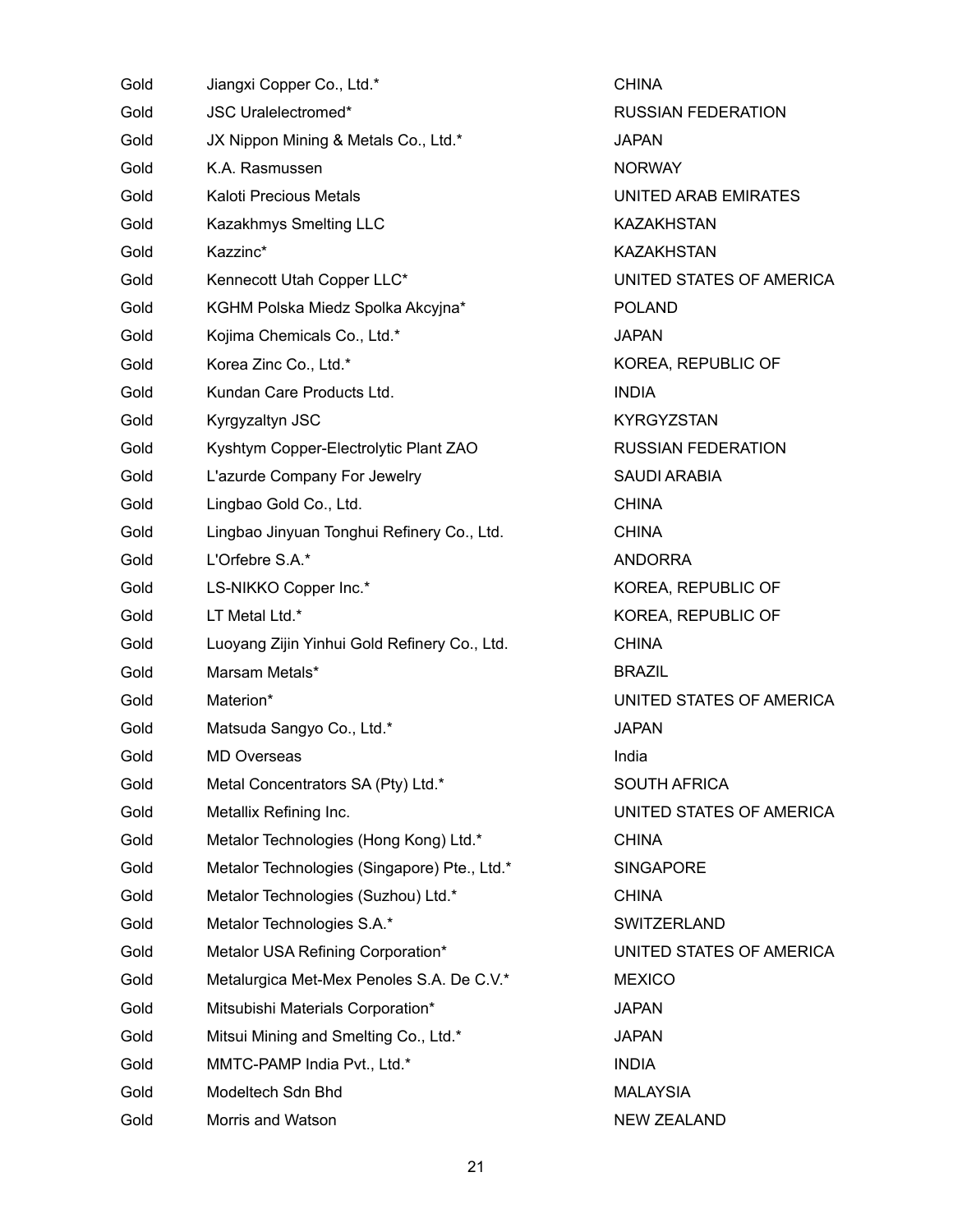| | | |
|---|---|---|
| Gold | Jiangxi Copper Co., Ltd.* | CHINA |
| Gold | JSC Uralelectromed* | RUSSIAN FEDERATION |
| Gold | JX Nippon Mining & Metals Co., Ltd.* | JAPAN |
| Gold | K.A. Rasmussen | NORWAY |
| Gold | Kaloti Precious Metals | UNITED ARAB EMIRATES |
| Gold | Kazakhmys Smelting LLC | KAZAKHSTAN |
| Gold | Kazzinc* | KAZAKHSTAN |
| Gold | Kennecott Utah Copper LLC* | UNITED STATES OF AMERICA |
| Gold | KGHM Polska Miedz Spolka Akcyjna* | POLAND |
| Gold | Kojima Chemicals Co., Ltd.* | JAPAN |
| Gold | Korea Zinc Co., Ltd.* | KOREA, REPUBLIC OF |
| Gold | Kundan Care Products Ltd. | INDIA |
| Gold | Kyrgyzaltyn JSC | KYRGYZSTAN |
| Gold | Kyshtym Copper-Electrolytic Plant ZAO | RUSSIAN FEDERATION |
| Gold | L'azurde Company For Jewelry | SAUDI ARABIA |
| Gold | Lingbao Gold Co., Ltd. | CHINA |
| Gold | Lingbao Jinyuan Tonghui Refinery Co., Ltd. | CHINA |
| Gold | L'Orfebre S.A.* | ANDORRA |
| Gold | LS-NIKKO Copper Inc.* | KOREA, REPUBLIC OF |
| Gold | LT Metal Ltd.* | KOREA, REPUBLIC OF |
| Gold | Luoyang Zijin Yinhui Gold Refinery Co., Ltd. | CHINA |
| Gold | Marsam Metals* | BRAZIL |
| Gold | Materion* | UNITED STATES OF AMERICA |
| Gold | Matsuda Sangyo Co., Ltd.* | JAPAN |
| Gold | MD Overseas | India |
| Gold | Metal Concentrators SA (Pty) Ltd.* | SOUTH AFRICA |
| Gold | Metallix Refining Inc. | UNITED STATES OF AMERICA |
| Gold | Metalor Technologies (Hong Kong) Ltd.* | CHINA |
| Gold | Metalor Technologies (Singapore) Pte., Ltd.* | SINGAPORE |
| Gold | Metalor Technologies (Suzhou) Ltd.* | CHINA |
| Gold | Metalor Technologies S.A.* | SWITZERLAND |
| Gold | Metalor USA Refining Corporation* | UNITED STATES OF AMERICA |
| Gold | Metalurgica Met-Mex Penoles S.A. De C.V.* | MEXICO |
| Gold | Mitsubishi Materials Corporation* | JAPAN |
| Gold | Mitsui Mining and Smelting Co., Ltd.* | JAPAN |
| Gold | MMTC-PAMP India Pvt., Ltd.* | INDIA |
| Gold | Modeltech Sdn Bhd | MALAYSIA |
| Gold | Morris and Watson | NEW ZEALAND |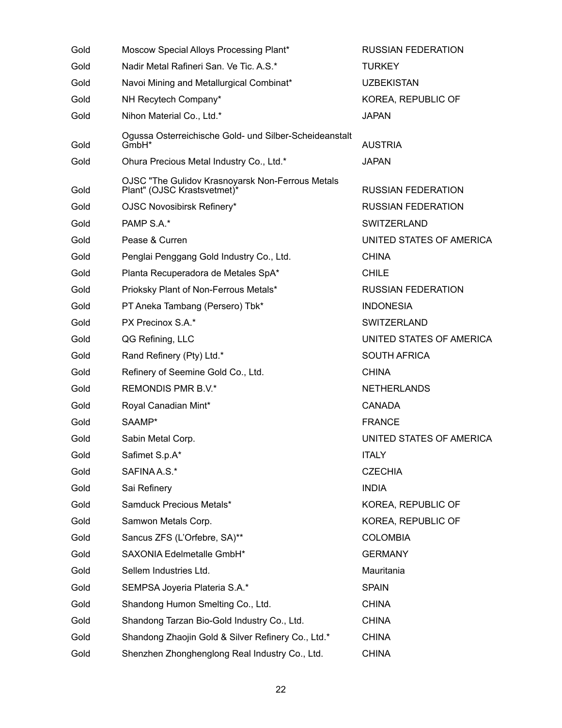| | | |
|---|---|---|
| Gold | Moscow Special Alloys Processing Plant* | RUSSIAN FEDERATION |
| Gold | Nadir Metal Rafineri San. Ve Tic. A.S.* | TURKEY |
| Gold | Navoi Mining and Metallurgical Combinat* | UZBEKISTAN |
| Gold | NH Recytech Company* | KOREA, REPUBLIC OF |
| Gold | Nihon Material Co., Ltd.* | JAPAN |
| Gold | Ogussa Osterreichische Gold- und Silber-Scheideanstalt GmbH* | AUSTRIA |
| Gold | Ohura Precious Metal Industry Co., Ltd.* | JAPAN |
| Gold | OJSC "The Gulidov Krasnoyarsk Non-Ferrous Metals Plant" (OJSC Krastsvetmet)* | RUSSIAN FEDERATION |
| Gold | OJSC Novosibirsk Refinery* | RUSSIAN FEDERATION |
| Gold | PAMP S.A.* | SWITZERLAND |
| Gold | Pease & Curren | UNITED STATES OF AMERICA |
| Gold | Penglai Penggang Gold Industry Co., Ltd. | CHINA |
| Gold | Planta Recuperadora de Metales SpA* | CHILE |
| Gold | Prioksky Plant of Non-Ferrous Metals* | RUSSIAN FEDERATION |
| Gold | PT Aneka Tambang (Persero) Tbk* | INDONESIA |
| Gold | PX Precinox S.A.* | SWITZERLAND |
| Gold | QG Refining, LLC | UNITED STATES OF AMERICA |
| Gold | Rand Refinery (Pty) Ltd.* | SOUTH AFRICA |
| Gold | Refinery of Seemine Gold Co., Ltd. | CHINA |
| Gold | REMONDIS PMR B.V.* | NETHERLANDS |
| Gold | Royal Canadian Mint* | CANADA |
| Gold | SAAMP* | FRANCE |
| Gold | Sabin Metal Corp. | UNITED STATES OF AMERICA |
| Gold | Safimet S.p.A* | ITALY |
| Gold | SAFINA A.S.* | CZECHIA |
| Gold | Sai Refinery | INDIA |
| Gold | Samduck Precious Metals* | KOREA, REPUBLIC OF |
| Gold | Samwon Metals Corp. | KOREA, REPUBLIC OF |
| Gold | Sancus ZFS (L'Orfebre, SA)** | COLOMBIA |
| Gold | SAXONIA Edelmetalle GmbH* | GERMANY |
| Gold | Sellem Industries Ltd. | Mauritania |
| Gold | SEMPSA Joyeria Plateria S.A.* | SPAIN |
| Gold | Shandong Humon Smelting Co., Ltd. | CHINA |
| Gold | Shandong Tarzan Bio-Gold Industry Co., Ltd. | CHINA |
| Gold | Shandong Zhaojin Gold & Silver Refinery Co., Ltd.* | CHINA |
| Gold | Shenzhen Zhonghenglong Real Industry Co., Ltd. | CHINA |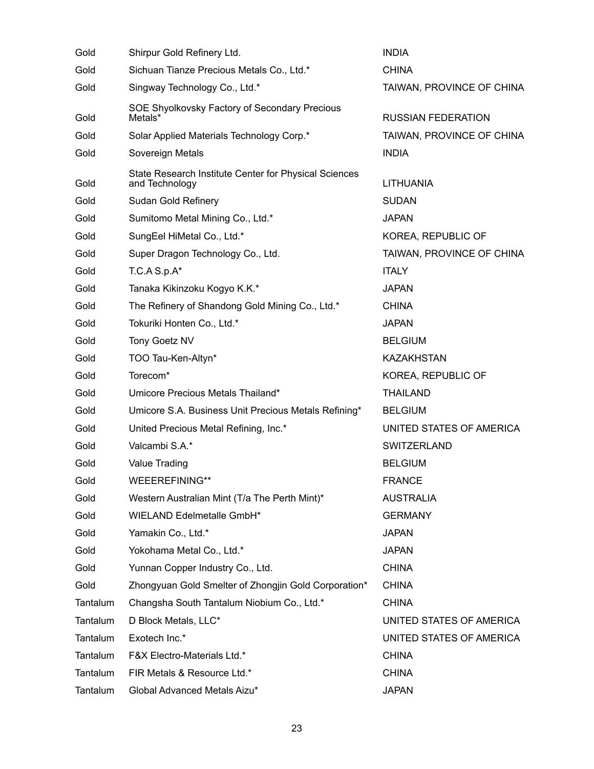| | | |
|---|---|---|
| Gold | Shirpur Gold Refinery Ltd. | INDIA |
| Gold | Sichuan Tianze Precious Metals Co., Ltd.* | CHINA |
| Gold | Singway Technology Co., Ltd.* | TAIWAN, PROVINCE OF CHINA |
| Gold | SOE Shyolkovsky Factory of Secondary Precious Metals* | RUSSIAN FEDERATION |
| Gold | Solar Applied Materials Technology Corp.* | TAIWAN, PROVINCE OF CHINA |
| Gold | Sovereign Metals | INDIA |
| Gold | State Research Institute Center for Physical Sciences and Technology | LITHUANIA |
| Gold | Sudan Gold Refinery | SUDAN |
| Gold | Sumitomo Metal Mining Co., Ltd.* | JAPAN |
| Gold | SungEel HiMetal Co., Ltd.* | KOREA, REPUBLIC OF |
| Gold | Super Dragon Technology Co., Ltd. | TAIWAN, PROVINCE OF CHINA |
| Gold | T.C.A S.p.A* | ITALY |
| Gold | Tanaka Kikinzoku Kogyo K.K.* | JAPAN |
| Gold | The Refinery of Shandong Gold Mining Co., Ltd.* | CHINA |
| Gold | Tokuriki Honten Co., Ltd.* | JAPAN |
| Gold | Tony Goetz NV | BELGIUM |
| Gold | TOO Tau-Ken-Altyn* | KAZAKHSTAN |
| Gold | Torecom* | KOREA, REPUBLIC OF |
| Gold | Umicore Precious Metals Thailand* | THAILAND |
| Gold | Umicore S.A. Business Unit Precious Metals Refining* | BELGIUM |
| Gold | United Precious Metal Refining, Inc.* | UNITED STATES OF AMERICA |
| Gold | Valcambi S.A.* | SWITZERLAND |
| Gold | Value Trading | BELGIUM |
| Gold | WEEEREFINING** | FRANCE |
| Gold | Western Australian Mint (T/a The Perth Mint)* | AUSTRALIA |
| Gold | WIELAND Edelmetalle GmbH* | GERMANY |
| Gold | Yamakin Co., Ltd.* | JAPAN |
| Gold | Yokohama Metal Co., Ltd.* | JAPAN |
| Gold | Yunnan Copper Industry Co., Ltd. | CHINA |
| Gold | Zhongyuan Gold Smelter of Zhongjin Gold Corporation* | CHINA |
| Tantalum | Changsha South Tantalum Niobium Co., Ltd.* | CHINA |
| Tantalum | D Block Metals, LLC* | UNITED STATES OF AMERICA |
| Tantalum | Exotech Inc.* | UNITED STATES OF AMERICA |
| Tantalum | F&X Electro-Materials Ltd.* | CHINA |
| Tantalum | FIR Metals & Resource Ltd.* | CHINA |
| Tantalum | Global Advanced Metals Aizu* | JAPAN |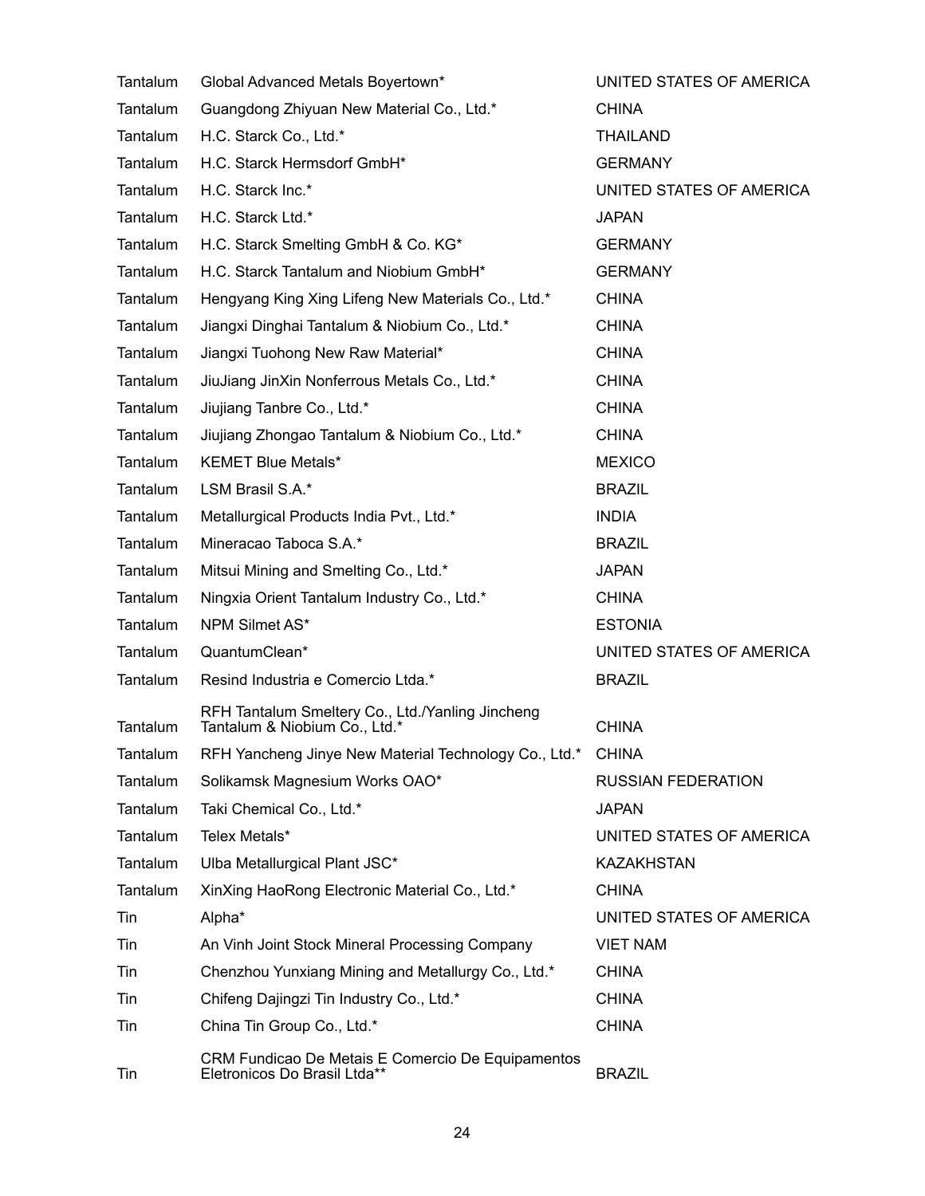| | | |
|---|---|---|
| Tantalum | Global Advanced Metals Boyertown* | UNITED STATES OF AMERICA |
| Tantalum | Guangdong Zhiyuan New Material Co., Ltd.* | CHINA |
| Tantalum | H.C. Starck Co., Ltd.* | THAILAND |
| Tantalum | H.C. Starck Hermsdorf GmbH* | GERMANY |
| Tantalum | H.C. Starck Inc.* | UNITED STATES OF AMERICA |
| Tantalum | H.C. Starck Ltd.* | JAPAN |
| Tantalum | H.C. Starck Smelting GmbH & Co. KG* | GERMANY |
| Tantalum | H.C. Starck Tantalum and Niobium GmbH* | GERMANY |
| Tantalum | Hengyang King Xing Lifeng New Materials Co., Ltd.* | CHINA |
| Tantalum | Jiangxi Dinghai Tantalum & Niobium Co., Ltd.* | CHINA |
| Tantalum | Jiangxi Tuohong New Raw Material* | CHINA |
| Tantalum | JiuJiang JinXin Nonferrous Metals Co., Ltd.* | CHINA |
| Tantalum | Jiujiang Tanbre Co., Ltd.* | CHINA |
| Tantalum | Jiujiang Zhongao Tantalum & Niobium Co., Ltd.* | CHINA |
| Tantalum | KEMET Blue Metals* | MEXICO |
| Tantalum | LSM Brasil S.A.* | BRAZIL |
| Tantalum | Metallurgical Products India Pvt., Ltd.* | INDIA |
| Tantalum | Mineracao Taboca S.A.* | BRAZIL |
| Tantalum | Mitsui Mining and Smelting Co., Ltd.* | JAPAN |
| Tantalum | Ningxia Orient Tantalum Industry Co., Ltd.* | CHINA |
| Tantalum | NPM Silmet AS* | ESTONIA |
| Tantalum | QuantumClean* | UNITED STATES OF AMERICA |
| Tantalum | Resind Industria e Comercio Ltda.* | BRAZIL |
| Tantalum | RFH Tantalum Smeltery Co., Ltd./Yanling Jincheng Tantalum & Niobium Co., Ltd.* | CHINA |
| Tantalum | RFH Yancheng Jinye New Material Technology Co., Ltd.* | CHINA |
| Tantalum | Solikamsk Magnesium Works OAO* | RUSSIAN FEDERATION |
| Tantalum | Taki Chemical Co., Ltd.* | JAPAN |
| Tantalum | Telex Metals* | UNITED STATES OF AMERICA |
| Tantalum | Ulba Metallurgical Plant JSC* | KAZAKHSTAN |
| Tantalum | XinXing HaoRong Electronic Material Co., Ltd.* | CHINA |
| Tin | Alpha* | UNITED STATES OF AMERICA |
| Tin | An Vinh Joint Stock Mineral Processing Company | VIET NAM |
| Tin | Chenzhou Yunxiang Mining and Metallurgy Co., Ltd.* | CHINA |
| Tin | Chifeng Dajingzi Tin Industry Co., Ltd.* | CHINA |
| Tin | China Tin Group Co., Ltd.* | CHINA |
| Tin | CRM Fundicao De Metais E Comercio De Equipamentos Eletronicos Do Brasil Ltda** | BRAZIL |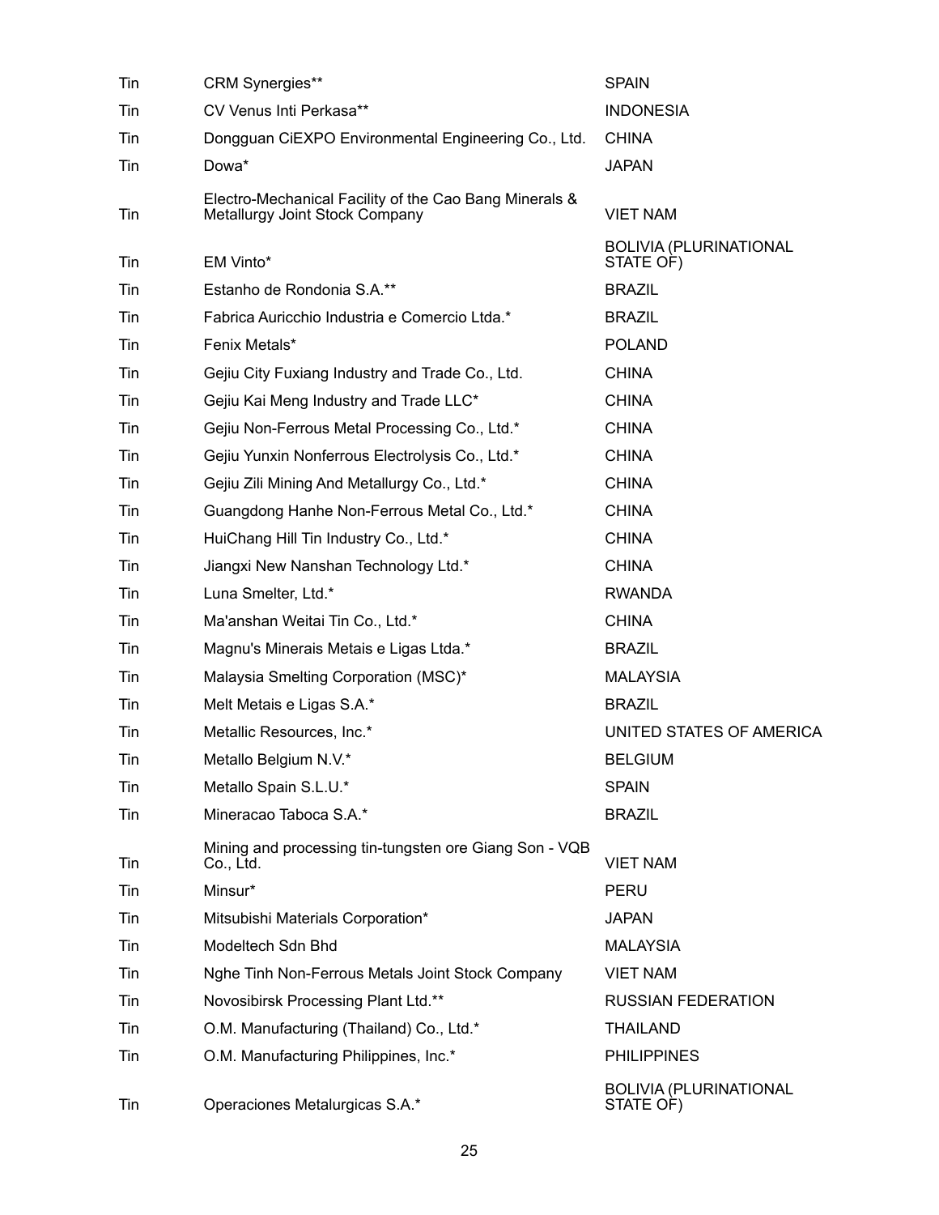| Tin | CRM Synergies** | SPAIN |
|---|---|---|
| Tin | CV Venus Inti Perkasa** | INDONESIA |
| Tin | Dongguan CiEXPO Environmental Engineering Co., Ltd. | CHINA |
| Tin | Dowa* | JAPAN |
| Tin | Electro-Mechanical Facility of the Cao Bang Minerals & Metallurgy Joint Stock Company | VIET NAM |
| Tin | EM Vinto* | BOLIVIA (PLURINATIONAL STATE OF) |
| Tin | Estanho de Rondonia S.A.** | BRAZIL |
| Tin | Fabrica Auricchio Industria e Comercio Ltda.* | BRAZIL |
| Tin | Fenix Metals* | POLAND |
| Tin | Gejiu City Fuxiang Industry and Trade Co., Ltd. | CHINA |
| Tin | Gejiu Kai Meng Industry and Trade LLC* | CHINA |
| Tin | Gejiu Non-Ferrous Metal Processing Co., Ltd.* | CHINA |
| Tin | Gejiu Yunxin Nonferrous Electrolysis Co., Ltd.* | CHINA |
| Tin | Gejiu Zili Mining And Metallurgy Co., Ltd.* | CHINA |
| Tin | Guangdong Hanhe Non-Ferrous Metal Co., Ltd.* | CHINA |
| Tin | HuiChang Hill Tin Industry Co., Ltd.* | CHINA |
| Tin | Jiangxi New Nanshan Technology Ltd.* | CHINA |
| Tin | Luna Smelter, Ltd.* | RWANDA |
| Tin | Ma'anshan Weitai Tin Co., Ltd.* | CHINA |
| Tin | Magnu's Minerais Metais e Ligas Ltda.* | BRAZIL |
| Tin | Malaysia Smelting Corporation (MSC)* | MALAYSIA |
| Tin | Melt Metais e Ligas S.A.* | BRAZIL |
| Tin | Metallic Resources, Inc.* | UNITED STATES OF AMERICA |
| Tin | Metallo Belgium N.V.* | BELGIUM |
| Tin | Metallo Spain S.L.U.* | SPAIN |
| Tin | Mineracao Taboca S.A.* | BRAZIL |
| Tin | Mining and processing tin-tungsten ore Giang Son - VQB Co., Ltd. | VIET NAM |
| Tin | Minsur* | PERU |
| Tin | Mitsubishi Materials Corporation* | JAPAN |
| Tin | Modeltech Sdn Bhd | MALAYSIA |
| Tin | Nghe Tinh Non-Ferrous Metals Joint Stock Company | VIET NAM |
| Tin | Novosibirsk Processing Plant Ltd.** | RUSSIAN FEDERATION |
| Tin | O.M. Manufacturing (Thailand) Co., Ltd.* | THAILAND |
| Tin | O.M. Manufacturing Philippines, Inc.* | PHILIPPINES |
| Tin | Operaciones Metalurgicas S.A.* | BOLIVIA (PLURINATIONAL STATE OF) |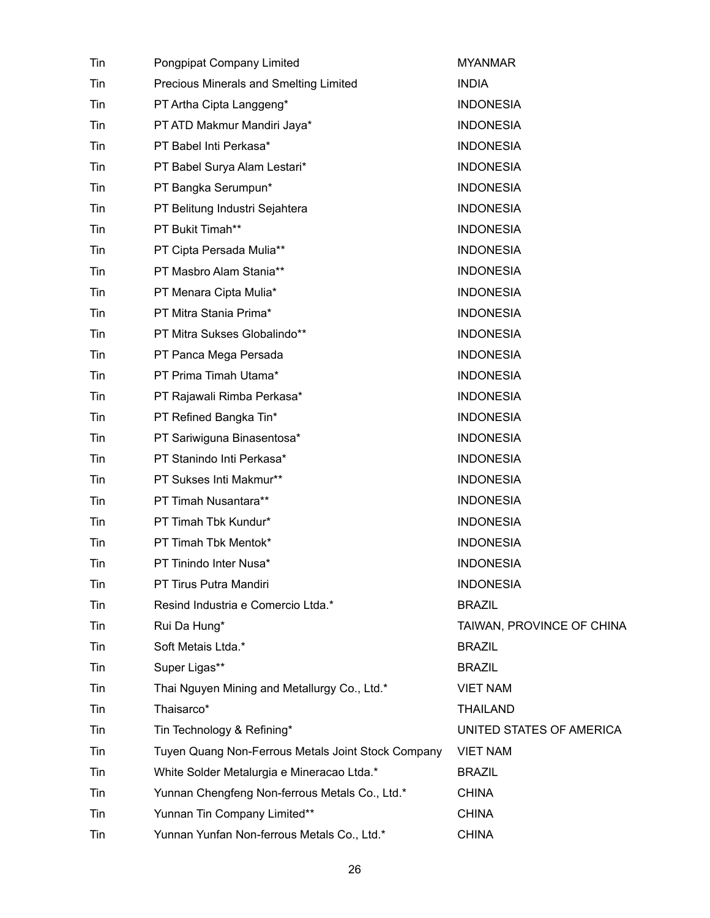| | | |
|---|---|---|
| Tin | Pongpipat Company Limited | MYANMAR |
| Tin | Precious Minerals and Smelting Limited | INDIA |
| Tin | PT Artha Cipta Langgeng* | INDONESIA |
| Tin | PT ATD Makmur Mandiri Jaya* | INDONESIA |
| Tin | PT Babel Inti Perkasa* | INDONESIA |
| Tin | PT Babel Surya Alam Lestari* | INDONESIA |
| Tin | PT Bangka Serumpun* | INDONESIA |
| Tin | PT Belitung Industri Sejahtera | INDONESIA |
| Tin | PT Bukit Timah** | INDONESIA |
| Tin | PT Cipta Persada Mulia** | INDONESIA |
| Tin | PT Masbro Alam Stania** | INDONESIA |
| Tin | PT Menara Cipta Mulia* | INDONESIA |
| Tin | PT Mitra Stania Prima* | INDONESIA |
| Tin | PT Mitra Sukses Globalindo** | INDONESIA |
| Tin | PT Panca Mega Persada | INDONESIA |
| Tin | PT Prima Timah Utama* | INDONESIA |
| Tin | PT Rajawali Rimba Perkasa* | INDONESIA |
| Tin | PT Refined Bangka Tin* | INDONESIA |
| Tin | PT Sariwiguna Binasentosa* | INDONESIA |
| Tin | PT Stanindo Inti Perkasa* | INDONESIA |
| Tin | PT Sukses Inti Makmur** | INDONESIA |
| Tin | PT Timah Nusantara** | INDONESIA |
| Tin | PT Timah Tbk Kundur* | INDONESIA |
| Tin | PT Timah Tbk Mentok* | INDONESIA |
| Tin | PT Tinindo Inter Nusa* | INDONESIA |
| Tin | PT Tirus Putra Mandiri | INDONESIA |
| Tin | Resind Industria e Comercio Ltda.* | BRAZIL |
| Tin | Rui Da Hung* | TAIWAN, PROVINCE OF CHINA |
| Tin | Soft Metais Ltda.* | BRAZIL |
| Tin | Super Ligas** | BRAZIL |
| Tin | Thai Nguyen Mining and Metallurgy Co., Ltd.* | VIET NAM |
| Tin | Thaisarco* | THAILAND |
| Tin | Tin Technology & Refining* | UNITED STATES OF AMERICA |
| Tin | Tuyen Quang Non-Ferrous Metals Joint Stock Company | VIET NAM |
| Tin | White Solder Metalurgia e Mineracao Ltda.* | BRAZIL |
| Tin | Yunnan Chengfeng Non-ferrous Metals Co., Ltd.* | CHINA |
| Tin | Yunnan Tin Company Limited** | CHINA |
| Tin | Yunnan Yunfan Non-ferrous Metals Co., Ltd.* | CHINA |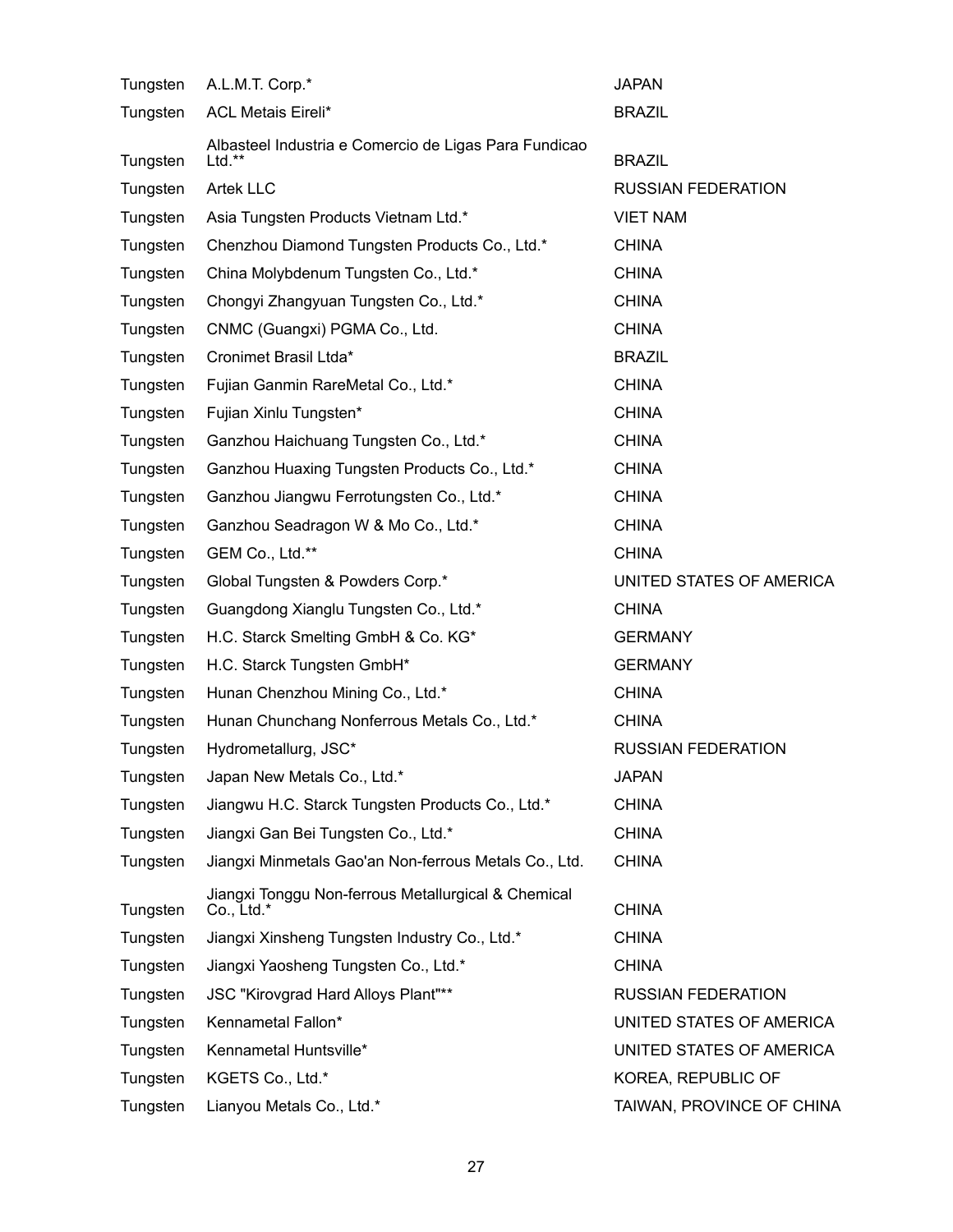| | | |
|---|---|---|
| Tungsten | A.L.M.T. Corp.* | JAPAN |
| Tungsten | ACL Metais Eireli* | BRAZIL |
| Tungsten | Albasteel Industria e Comercio de Ligas Para Fundicao Ltd.** | BRAZIL |
| Tungsten | Artek LLC | RUSSIAN FEDERATION |
| Tungsten | Asia Tungsten Products Vietnam Ltd.* | VIET NAM |
| Tungsten | Chenzhou Diamond Tungsten Products Co., Ltd.* | CHINA |
| Tungsten | China Molybdenum Tungsten Co., Ltd.* | CHINA |
| Tungsten | Chongyi Zhangyuan Tungsten Co., Ltd.* | CHINA |
| Tungsten | CNMC (Guangxi) PGMA Co., Ltd. | CHINA |
| Tungsten | Cronimet Brasil Ltda* | BRAZIL |
| Tungsten | Fujian Ganmin RareMetal Co., Ltd.* | CHINA |
| Tungsten | Fujian Xinlu Tungsten* | CHINA |
| Tungsten | Ganzhou Haichuang Tungsten Co., Ltd.* | CHINA |
| Tungsten | Ganzhou Huaxing Tungsten Products Co., Ltd.* | CHINA |
| Tungsten | Ganzhou Jiangwu Ferrotungsten Co., Ltd.* | CHINA |
| Tungsten | Ganzhou Seadragon W & Mo Co., Ltd.* | CHINA |
| Tungsten | GEM Co., Ltd.** | CHINA |
| Tungsten | Global Tungsten & Powders Corp.* | UNITED STATES OF AMERICA |
| Tungsten | Guangdong Xianglu Tungsten Co., Ltd.* | CHINA |
| Tungsten | H.C. Starck Smelting GmbH & Co. KG* | GERMANY |
| Tungsten | H.C. Starck Tungsten GmbH* | GERMANY |
| Tungsten | Hunan Chenzhou Mining Co., Ltd.* | CHINA |
| Tungsten | Hunan Chunchang Nonferrous Metals Co., Ltd.* | CHINA |
| Tungsten | Hydrometallurg, JSC* | RUSSIAN FEDERATION |
| Tungsten | Japan New Metals Co., Ltd.* | JAPAN |
| Tungsten | Jiangwu H.C. Starck Tungsten Products Co., Ltd.* | CHINA |
| Tungsten | Jiangxi Gan Bei Tungsten Co., Ltd.* | CHINA |
| Tungsten | Jiangxi Minmetals Gao'an Non-ferrous Metals Co., Ltd. | CHINA |
| Tungsten | Jiangxi Tonggu Non-ferrous Metallurgical & Chemical Co., Ltd.* | CHINA |
| Tungsten | Jiangxi Xinsheng Tungsten Industry Co., Ltd.* | CHINA |
| Tungsten | Jiangxi Yaosheng Tungsten Co., Ltd.* | CHINA |
| Tungsten | JSC "Kirovgrad Hard Alloys Plant"** | RUSSIAN FEDERATION |
| Tungsten | Kennametal Fallon* | UNITED STATES OF AMERICA |
| Tungsten | Kennametal Huntsville* | UNITED STATES OF AMERICA |
| Tungsten | KGETS Co., Ltd.* | KOREA, REPUBLIC OF |
| Tungsten | Lianyou Metals Co., Ltd.* | TAIWAN, PROVINCE OF CHINA |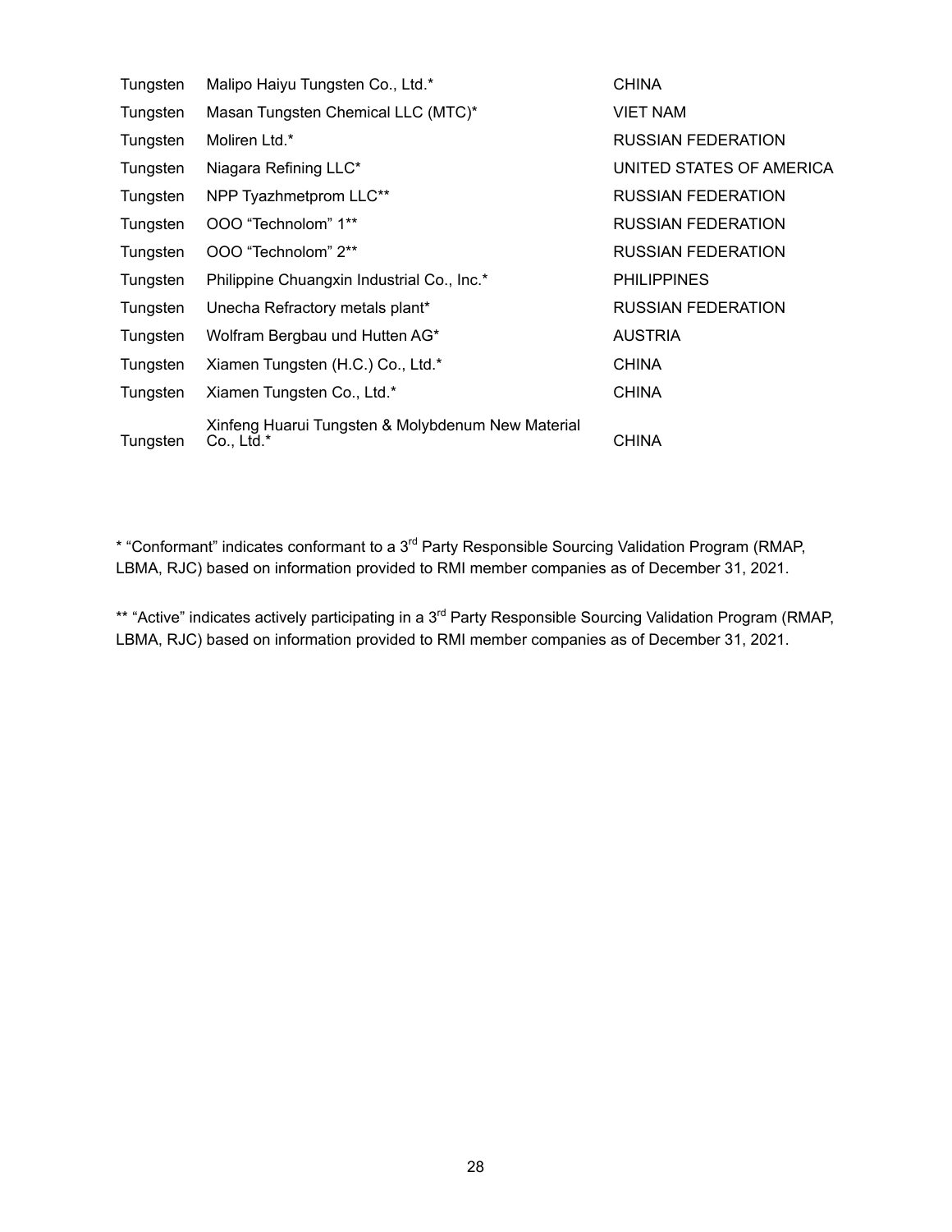| | | |
|---|---|---|
| Tungsten | Malipo Haiyu Tungsten Co., Ltd.* | CHINA |
| Tungsten | Masan Tungsten Chemical LLC (MTC)* | VIET NAM |
| Tungsten | Moliren Ltd.* | RUSSIAN FEDERATION |
| Tungsten | Niagara Refining LLC* | UNITED STATES OF AMERICA |
| Tungsten | NPP Tyazhmetprom LLC** | RUSSIAN FEDERATION |
| Tungsten | OOO "Technolom" 1** | RUSSIAN FEDERATION |
| Tungsten | OOO "Technolom" 2** | RUSSIAN FEDERATION |
| Tungsten | Philippine Chuangxin Industrial Co., Inc.* | PHILIPPINES |
| Tungsten | Unecha Refractory metals plant* | RUSSIAN FEDERATION |
| Tungsten | Wolfram Bergbau und Hutten AG* | AUSTRIA |
| Tungsten | Xiamen Tungsten (H.C.) Co., Ltd.* | CHINA |
| Tungsten | Xiamen Tungsten Co., Ltd.* | CHINA |
| Tungsten | Xinfeng Huarui Tungsten & Molybdenum New Material Co., Ltd.* | CHINA |

* "Conformant" indicates conformant to a 3rd Party Responsible Sourcing Validation Program (RMAP, LBMA, RJC) based on information provided to RMI member companies as of December 31, 2021.

** "Active" indicates actively participating in a 3rd Party Responsible Sourcing Validation Program (RMAP, LBMA, RJC) based on information provided to RMI member companies as of December 31, 2021.